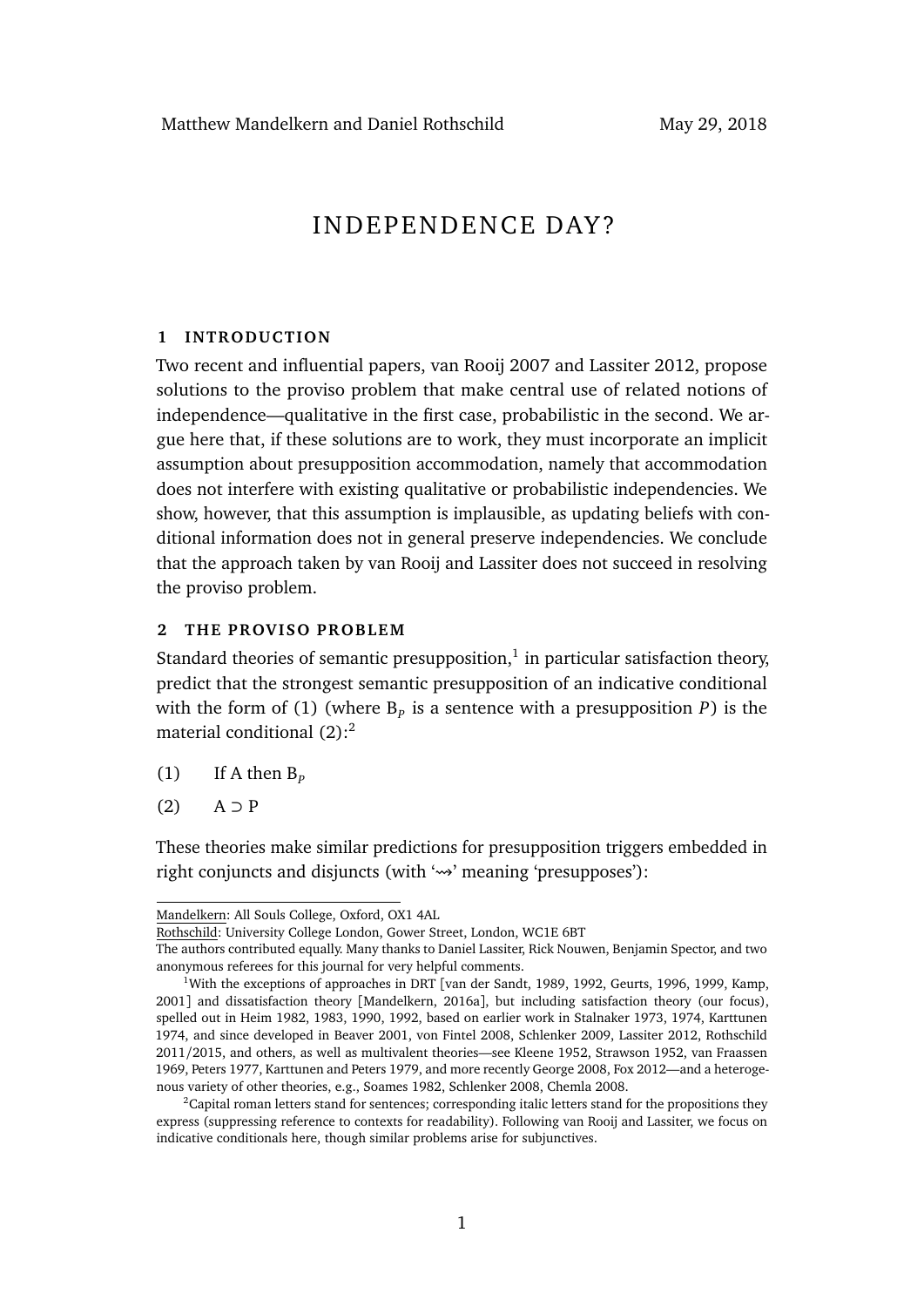Matthew Mandelkern and Daniel Rothschild May 29, 2018

# INDEPENDENCE DAY?

## 1 INTRODUCTION

Two recent and influential papers, van Rooij 2007 and Lassiter 2012, propose solutions to the proviso problem that make central use of related notions of independence—qualitative in the first case, probabilistic in the second. We argue here that, if these solutions are to work, they must incorporate an implicit assumption about presupposition accommodation, namely that accommodation does not interfere with existing qualitative or probabilistic independencies. We show, however, that this assumption is implausible, as updating beliefs with conditional information does not in general preserve independencies. We conclude that the approach taken by van Rooij and Lassiter does not succeed in resolving the proviso problem.

## 2 THE PROVISO PROBLEM

Standard theories of semantic presupposition,[1] in particular satisfaction theory, predict that the strongest semantic presupposition of an indicative conditional with the form of (1) (where $B_P$ is a sentence with a presupposition $P$) is the material conditional (2):[2]

(1) If A then $B_P$

(2) $A \supset P$

These theories make similar predictions for presupposition triggers embedded in right conjuncts and disjuncts (with '⇝' meaning 'presupposes'):

---

Mandelkern: All Souls College, Oxford, OX1 4AL

Rothschild: University College London, Gower Street, London, WC1E 6BT

The authors contributed equally. Many thanks to Daniel Lassiter, Rick Nouwen, Benjamin Spector, and two anonymous referees for this journal for very helpful comments.

[1] With the exceptions of approaches in DRT [van der Sandt, 1989, 1992, Geurts, 1996, 1999, Kamp, 2001] and dissatisfaction theory [Mandelkern, 2016a], but including satisfaction theory (our focus), spelled out in Heim 1982, 1983, 1990, 1992, based on earlier work in Stalnaker 1973, 1974, Karttunen 1974, and since developed in Beaver 2001, von Fintel 2008, Schlenker 2009, Lassiter 2012, Rothschild 2011/2015, and others, as well as multivalent theories—see Kleene 1952, Strawson 1952, van Fraassen 1969, Peters 1977, Karttunen and Peters 1979, and more recently George 2008, Fox 2012—and a heterogenous variety of other theories, e.g., Soames 1982, Schlenker 2008, Chemla 2008.

[2] Capital roman letters stand for sentences; corresponding italic letters stand for the propositions they express (suppressing reference to contexts for readability). Following van Rooij and Lassiter, we focus on indicative conditionals here, though similar problems arise for subjunctives.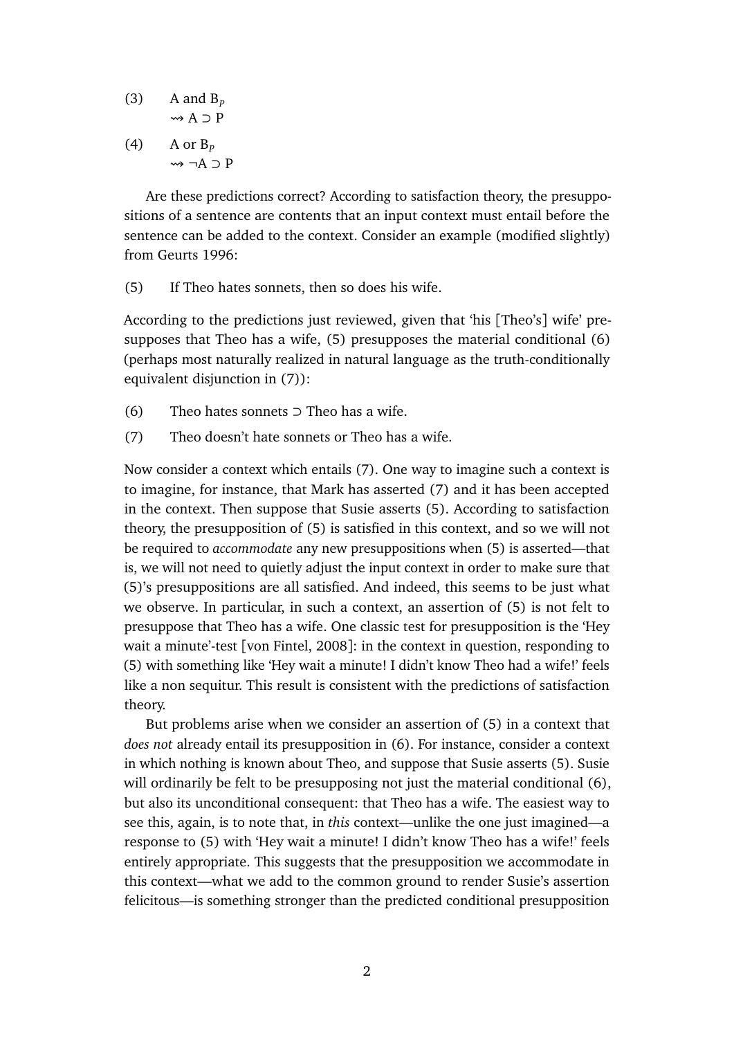(3) A and $B_P$
$\rightsquigarrow$ A ⊃ P

(4) A or $B_P$
$\rightsquigarrow$ ¬A ⊃ P

Are these predictions correct? According to satisfaction theory, the presuppositions of a sentence are contents that an input context must entail before the sentence can be added to the context. Consider an example (modified slightly) from Geurts 1996:

(5) If Theo hates sonnets, then so does his wife.

According to the predictions just reviewed, given that 'his [Theo's] wife' presupposes that Theo has a wife, (5) presupposes the material conditional (6) (perhaps most naturally realized in natural language as the truth-conditionally equivalent disjunction in (7)):

(6) Theo hates sonnets ⊃ Theo has a wife.

(7) Theo doesn't hate sonnets or Theo has a wife.

Now consider a context which entails (7). One way to imagine such a context is to imagine, for instance, that Mark has asserted (7) and it has been accepted in the context. Then suppose that Susie asserts (5). According to satisfaction theory, the presupposition of (5) is satisfied in this context, and so we will not be required to *accommodate* any new presuppositions when (5) is asserted—that is, we will not need to quietly adjust the input context in order to make sure that (5)'s presuppositions are all satisfied. And indeed, this seems to be just what we observe. In particular, in such a context, an assertion of (5) is not felt to presuppose that Theo has a wife. One classic test for presupposition is the 'Hey wait a minute'-test [von Fintel, 2008]: in the context in question, responding to (5) with something like 'Hey wait a minute! I didn't know Theo had a wife!' feels like a non sequitur. This result is consistent with the predictions of satisfaction theory.

But problems arise when we consider an assertion of (5) in a context that *does not* already entail its presupposition in (6). For instance, consider a context in which nothing is known about Theo, and suppose that Susie asserts (5). Susie will ordinarily be felt to be presupposing not just the material conditional (6), but also its unconditional consequent: that Theo has a wife. The easiest way to see this, again, is to note that, in *this* context—unlike the one just imagined—a response to (5) with 'Hey wait a minute! I didn't know Theo has a wife!' feels entirely appropriate. This suggests that the presupposition we accommodate in this context—what we add to the common ground to render Susie's assertion felicitous—is something stronger than the predicted conditional presupposition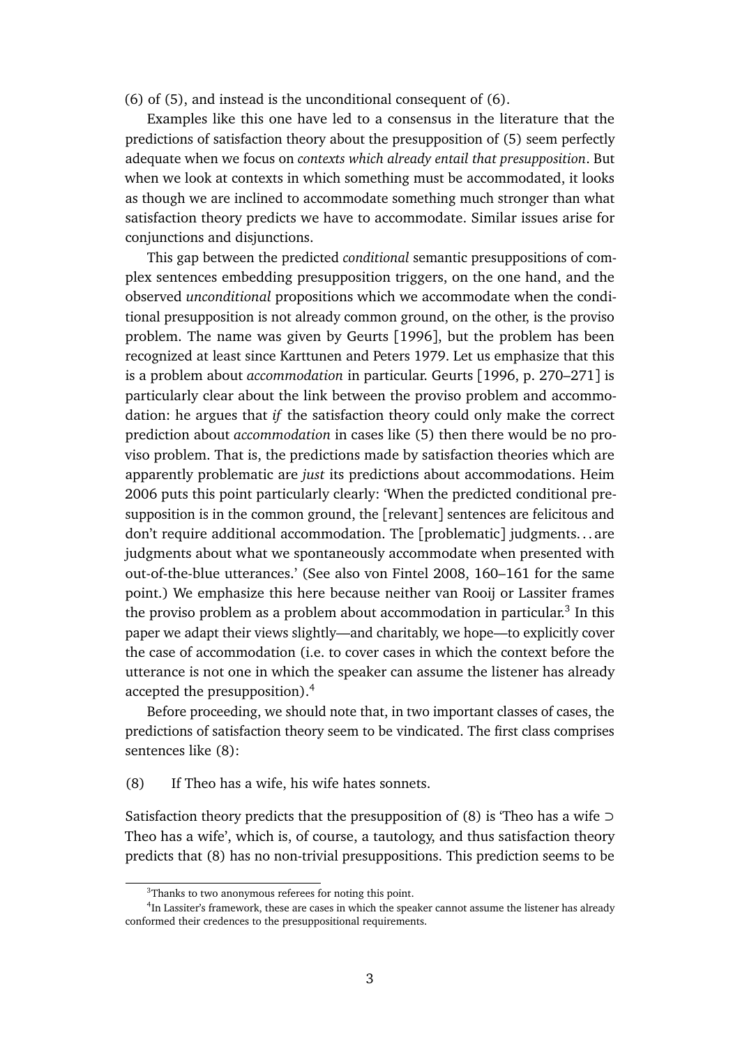(6) of (5), and instead is the unconditional consequent of (6).

Examples like this one have led to a consensus in the literature that the predictions of satisfaction theory about the presupposition of (5) seem perfectly adequate when we focus on *contexts which already entail that presupposition*. But when we look at contexts in which something must be accommodated, it looks as though we are inclined to accommodate something much stronger than what satisfaction theory predicts we have to accommodate. Similar issues arise for conjunctions and disjunctions.

This gap between the predicted *conditional* semantic presuppositions of complex sentences embedding presupposition triggers, on the one hand, and the observed *unconditional* propositions which we accommodate when the conditional presupposition is not already common ground, on the other, is the proviso problem. The name was given by Geurts [1996], but the problem has been recognized at least since Karttunen and Peters 1979. Let us emphasize that this is a problem about *accommodation* in particular. Geurts [1996, p. 270–271] is particularly clear about the link between the proviso problem and accommodation: he argues that *if* the satisfaction theory could only make the correct prediction about *accommodation* in cases like (5) then there would be no proviso problem. That is, the predictions made by satisfaction theories which are apparently problematic are *just* its predictions about accommodations. Heim 2006 puts this point particularly clearly: 'When the predicted conditional presupposition is in the common ground, the [relevant] sentences are felicitous and don't require additional accommodation. The [problematic] judgments. . . are judgments about what we spontaneously accommodate when presented with out-of-the-blue utterances.' (See also von Fintel 2008, 160–161 for the same point.) We emphasize this here because neither van Rooij or Lassiter frames the proviso problem as a problem about accommodation in particular.[3] In this paper we adapt their views slightly—and charitably, we hope—to explicitly cover the case of accommodation (i.e. to cover cases in which the context before the utterance is not one in which the speaker can assume the listener has already accepted the presupposition).[4]

Before proceeding, we should note that, in two important classes of cases, the predictions of satisfaction theory seem to be vindicated. The first class comprises sentences like (8):

(8) If Theo has a wife, his wife hates sonnets.

Satisfaction theory predicts that the presupposition of (8) is 'Theo has a wife $\supset$ Theo has a wife', which is, of course, a tautology, and thus satisfaction theory predicts that (8) has no non-trivial presuppositions. This prediction seems to be

[3]Thanks to two anonymous referees for noting this point.

[4]In Lassiter's framework, these are cases in which the speaker cannot assume the listener has already conformed their credences to the presuppositional requirements.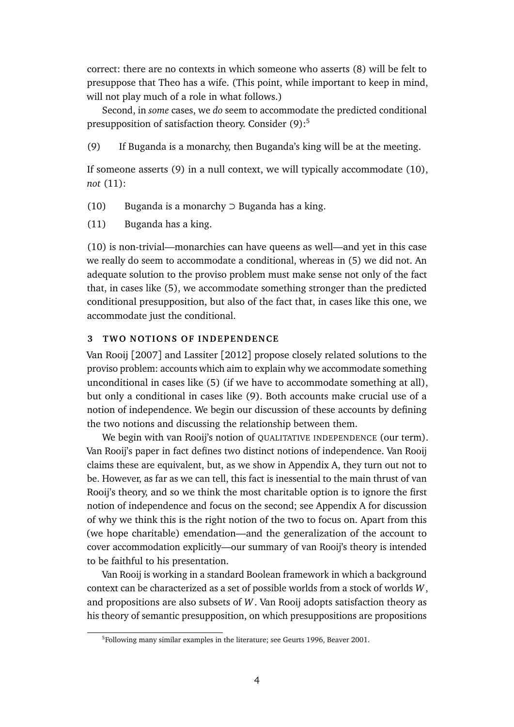correct: there are no contexts in which someone who asserts (8) will be felt to presuppose that Theo has a wife. (This point, while important to keep in mind, will not play much of a role in what follows.)

Second, in *some* cases, we *do* seem to accommodate the predicted conditional presupposition of satisfaction theory. Consider (9):[5]

(9) If Buganda is a monarchy, then Buganda's king will be at the meeting.

If someone asserts (9) in a null context, we will typically accommodate (10), *not* (11):

(10) Buganda is a monarchy $\supset$ Buganda has a king.

(11) Buganda has a king.

(10) is non-trivial—monarchies can have queens as well—and yet in this case we really do seem to accommodate a conditional, whereas in (5) we did not. An adequate solution to the proviso problem must make sense not only of the fact that, in cases like (5), we accommodate something stronger than the predicted conditional presupposition, but also of the fact that, in cases like this one, we accommodate just the conditional.

## 3 TWO NOTIONS OF INDEPENDENCE

Van Rooij [2007] and Lassiter [2012] propose closely related solutions to the proviso problem: accounts which aim to explain why we accommodate something unconditional in cases like (5) (if we have to accommodate something at all), but only a conditional in cases like (9). Both accounts make crucial use of a notion of independence. We begin our discussion of these accounts by defining the two notions and discussing the relationship between them.

We begin with van Rooij's notion of QUALITATIVE INDEPENDENCE (our term). Van Rooij's paper in fact defines two distinct notions of independence. Van Rooij claims these are equivalent, but, as we show in Appendix A, they turn out not to be. However, as far as we can tell, this fact is inessential to the main thrust of van Rooij's theory, and so we think the most charitable option is to ignore the first notion of independence and focus on the second; see Appendix A for discussion of why we think this is the right notion of the two to focus on. Apart from this (we hope charitable) emendation—and the generalization of the account to cover accommodation explicitly—our summary of van Rooij's theory is intended to be faithful to his presentation.

Van Rooij is working in a standard Boolean framework in which a background context can be characterized as a set of possible worlds from a stock of worlds $W$, and propositions are also subsets of $W$. Van Rooij adopts satisfaction theory as his theory of semantic presupposition, on which presuppositions are propositions

[5]Following many similar examples in the literature; see Geurts 1996, Beaver 2001.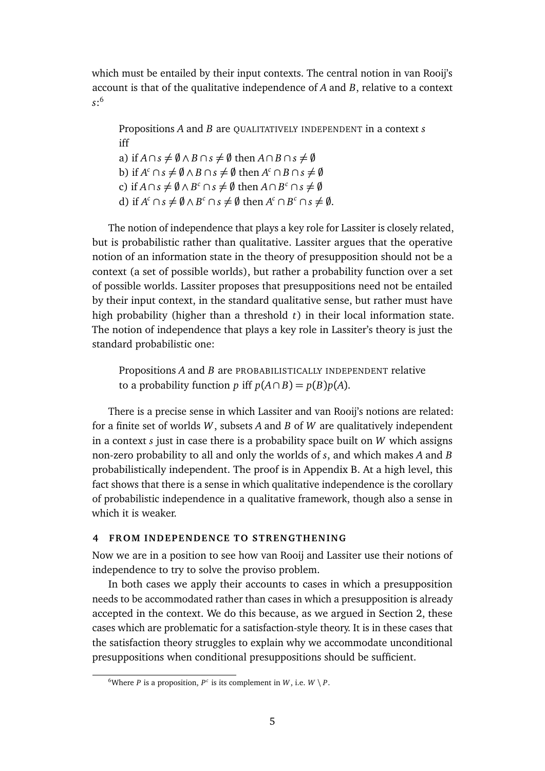which must be entailed by their input contexts. The central notion in van Rooij's account is that of the qualitative independence of $A$ and $B$, relative to a context $s$:[6]

> Propositions $A$ and $B$ are QUALITATIVELY INDEPENDENT in a context $s$ iff
> a) if $A \cap s \neq \emptyset \wedge B \cap s \neq \emptyset$ then $A \cap B \cap s \neq \emptyset$
> b) if $A^c \cap s \neq \emptyset \wedge B \cap s \neq \emptyset$ then $A^c \cap B \cap s \neq \emptyset$
> c) if $A \cap s \neq \emptyset \wedge B^c \cap s \neq \emptyset$ then $A \cap B^c \cap s \neq \emptyset$
> d) if $A^c \cap s \neq \emptyset \wedge B^c \cap s \neq \emptyset$ then $A^c \cap B^c \cap s \neq \emptyset$.

The notion of independence that plays a key role for Lassiter is closely related, but is probabilistic rather than qualitative. Lassiter argues that the operative notion of an information state in the theory of presupposition should not be a context (a set of possible worlds), but rather a probability function over a set of possible worlds. Lassiter proposes that presuppositions need not be entailed by their input context, in the standard qualitative sense, but rather must have high probability (higher than a threshold $t$) in their local information state. The notion of independence that plays a key role in Lassiter's theory is just the standard probabilistic one:

> Propositions $A$ and $B$ are PROBABILISTICALLY INDEPENDENT relative to a probability function $p$ iff $p(A \cap B) = p(B)p(A)$.

There is a precise sense in which Lassiter and van Rooij's notions are related: for a finite set of worlds $W$, subsets $A$ and $B$ of $W$ are qualitatively independent in a context $s$ just in case there is a probability space built on $W$ which assigns non-zero probability to all and only the worlds of $s$, and which makes $A$ and $B$ probabilistically independent. The proof is in Appendix B. At a high level, this fact shows that there is a sense in which qualitative independence is the corollary of probabilistic independence in a qualitative framework, though also a sense in which it is weaker.

## 4 FROM INDEPENDENCE TO STRENGTHENING

Now we are in a position to see how van Rooij and Lassiter use their notions of independence to try to solve the proviso problem.

In both cases we apply their accounts to cases in which a presupposition needs to be accommodated rather than cases in which a presupposition is already accepted in the context. We do this because, as we argued in Section 2, these cases which are problematic for a satisfaction-style theory. It is in these cases that the satisfaction theory struggles to explain why we accommodate unconditional presuppositions when conditional presuppositions should be sufficient.

[6] Where $P$ is a proposition, $P^c$ is its complement in $W$, i.e. $W \setminus P$.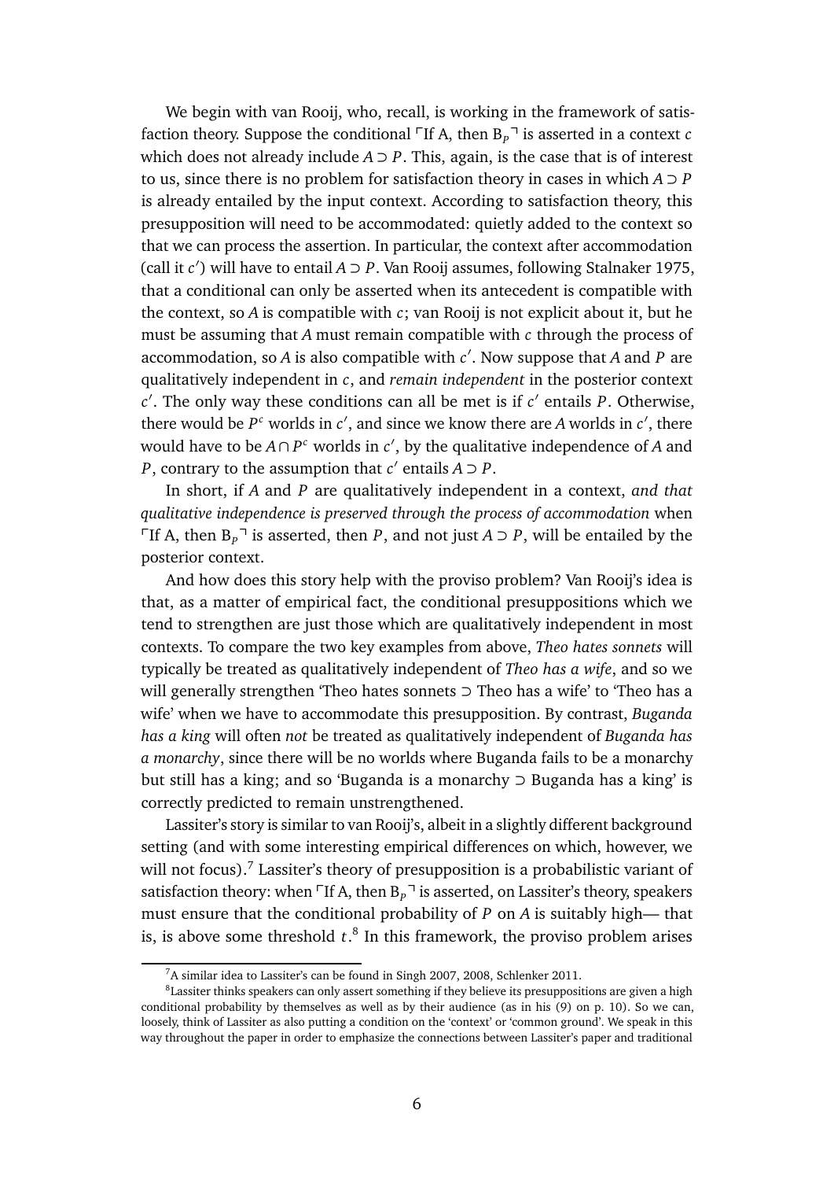We begin with van Rooij, who, recall, is working in the framework of satisfaction theory. Suppose the conditional ⌜If A, then $B_P$⌝ is asserted in a context $c$ which does not already include $A \supset P$. This, again, is the case that is of interest to us, since there is no problem for satisfaction theory in cases in which $A \supset P$ is already entailed by the input context. According to satisfaction theory, this presupposition will need to be accommodated: quietly added to the context so that we can process the assertion. In particular, the context after accommodation (call it $c'$) will have to entail $A \supset P$. Van Rooij assumes, following Stalnaker 1975, that a conditional can only be asserted when its antecedent is compatible with the context, so $A$ is compatible with $c$; van Rooij is not explicit about it, but he must be assuming that $A$ must remain compatible with $c$ through the process of accommodation, so $A$ is also compatible with $c'$. Now suppose that $A$ and $P$ are qualitatively independent in $c$, and *remain independent* in the posterior context $c'$. The only way these conditions can all be met is if $c'$ entails $P$. Otherwise, there would be $P^c$ worlds in $c'$, and since we know there are $A$ worlds in $c'$, there would have to be $A \cap P^c$ worlds in $c'$, by the qualitative independence of $A$ and $P$, contrary to the assumption that $c'$ entails $A \supset P$.

In short, if $A$ and $P$ are qualitatively independent in a context, *and that qualitative independence is preserved through the process of accommodation* when ⌜If A, then $B_P$⌝ is asserted, then $P$, and not just $A \supset P$, will be entailed by the posterior context.

And how does this story help with the proviso problem? Van Rooij's idea is that, as a matter of empirical fact, the conditional presuppositions which we tend to strengthen are just those which are qualitatively independent in most contexts. To compare the two key examples from above, *Theo hates sonnets* will typically be treated as qualitatively independent of *Theo has a wife*, and so we will generally strengthen 'Theo hates sonnets ⊃ Theo has a wife' to 'Theo has a wife' when we have to accommodate this presupposition. By contrast, *Buganda has a king* will often *not* be treated as qualitatively independent of *Buganda has a monarchy*, since there will be no worlds where Buganda fails to be a monarchy but still has a king; and so 'Buganda is a monarchy ⊃ Buganda has a king' is correctly predicted to remain unstrengthened.

Lassiter's story is similar to van Rooij's, albeit in a slightly different background setting (and with some interesting empirical differences on which, however, we will not focus).[7] Lassiter's theory of presupposition is a probabilistic variant of satisfaction theory: when ⌜If A, then $B_P$⌝ is asserted, on Lassiter's theory, speakers must ensure that the conditional probability of $P$ on $A$ is suitably high— that is, is above some threshold $t$.[8] In this framework, the proviso problem arises

[7] A similar idea to Lassiter's can be found in Singh 2007, 2008, Schlenker 2011.

[8] Lassiter thinks speakers can only assert something if they believe its presuppositions are given a high conditional probability by themselves as well as by their audience (as in his (9) on p. 10). So we can, loosely, think of Lassiter as also putting a condition on the 'context' or 'common ground'. We speak in this way throughout the paper in order to emphasize the connections between Lassiter's paper and traditional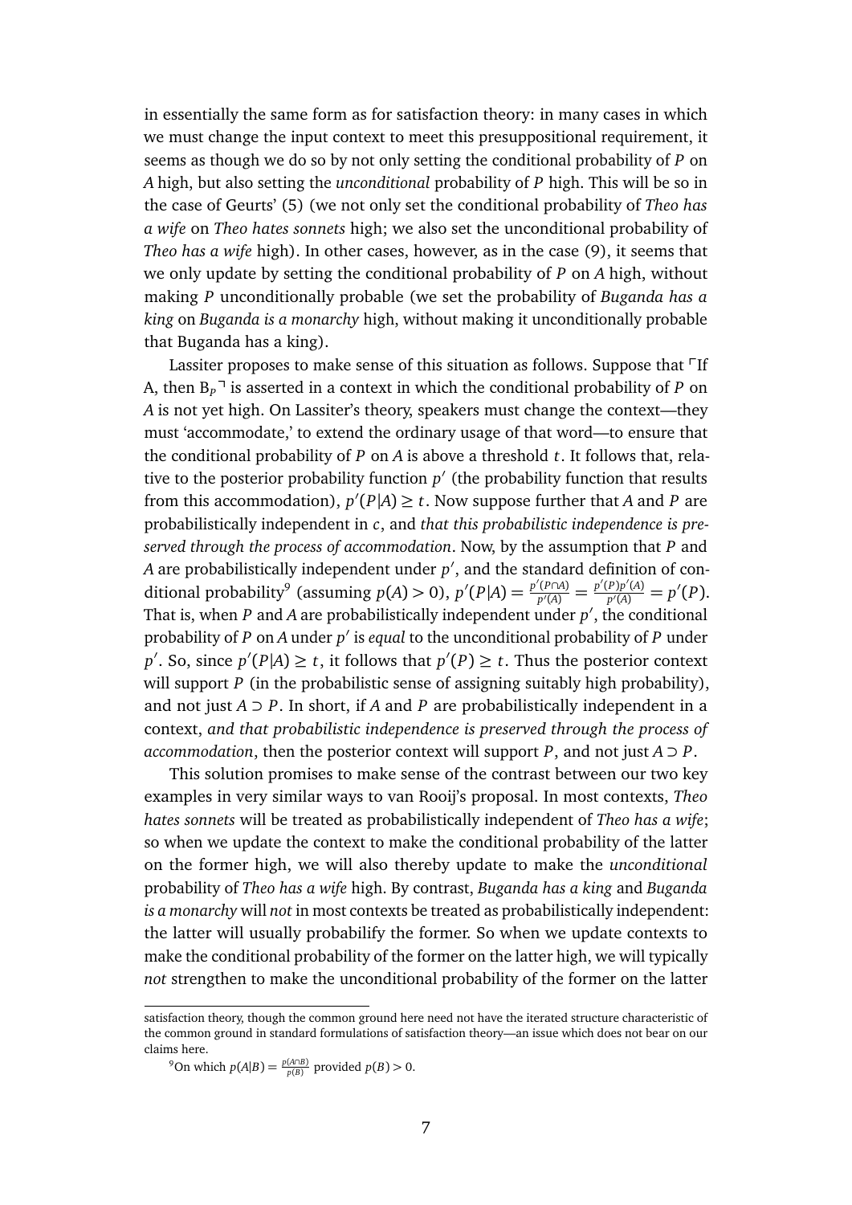in essentially the same form as for satisfaction theory: in many cases in which we must change the input context to meet this presuppositional requirement, it seems as though we do so by not only setting the conditional probability of $P$ on $A$ high, but also setting the *unconditional* probability of $P$ high. This will be so in the case of Geurts' (5) (we not only set the conditional probability of *Theo has a wife* on *Theo hates sonnets* high; we also set the unconditional probability of *Theo has a wife* high). In other cases, however, as in the case (9), it seems that we only update by setting the conditional probability of $P$ on $A$ high, without making $P$ unconditionally probable (we set the probability of *Buganda has a king* on *Buganda is a monarchy* high, without making it unconditionally probable that Buganda has a king).

Lassiter proposes to make sense of this situation as follows. Suppose that ⌜If A, then $B_P$⌝ is asserted in a context in which the conditional probability of $P$ on $A$ is not yet high. On Lassiter's theory, speakers must change the context—they must 'accommodate,' to extend the ordinary usage of that word—to ensure that the conditional probability of $P$ on $A$ is above a threshold $t$. It follows that, relative to the posterior probability function $p'$ (the probability function that results from this accommodation), $p'(P|A) \geq t$. Now suppose further that $A$ and $P$ are probabilistically independent in $c$, and *that this probabilistic independence is preserved through the process of accommodation*. Now, by the assumption that $P$ and $A$ are probabilistically independent under $p'$, and the standard definition of conditional probability[9] (assuming $p(A) > 0$), $p'(P|A) = \frac{p'(P \cap A)}{p'(A)} = \frac{p'(P)p'(A)}{p'(A)} = p'(P)$. That is, when $P$ and $A$ are probabilistically independent under $p'$, the conditional probability of $P$ on $A$ under $p'$ is *equal* to the unconditional probability of $P$ under $p'$. So, since $p'(P|A) \geq t$, it follows that $p'(P) \geq t$. Thus the posterior context will support $P$ (in the probabilistic sense of assigning suitably high probability), and not just $A \supset P$. In short, if $A$ and $P$ are probabilistically independent in a context, *and that probabilistic independence is preserved through the process of accommodation*, then the posterior context will support $P$, and not just $A \supset P$.

This solution promises to make sense of the contrast between our two key examples in very similar ways to van Rooij's proposal. In most contexts, *Theo hates sonnets* will be treated as probabilistically independent of *Theo has a wife*; so when we update the context to make the conditional probability of the latter on the former high, we will also thereby update to make the *unconditional* probability of *Theo has a wife* high. By contrast, *Buganda has a king* and *Buganda is a monarchy* will *not* in most contexts be treated as probabilistically independent: the latter will usually probabilify the former. So when we update contexts to make the conditional probability of the former on the latter high, we will typically *not* strengthen to make the unconditional probability of the former on the latter

---

satisfaction theory, though the common ground here need not have the iterated structure characteristic of the common ground in standard formulations of satisfaction theory—an issue which does not bear on our claims here.

[9] On which $p(A|B) = \frac{p(A \cap B)}{p(B)}$ provided $p(B) > 0$.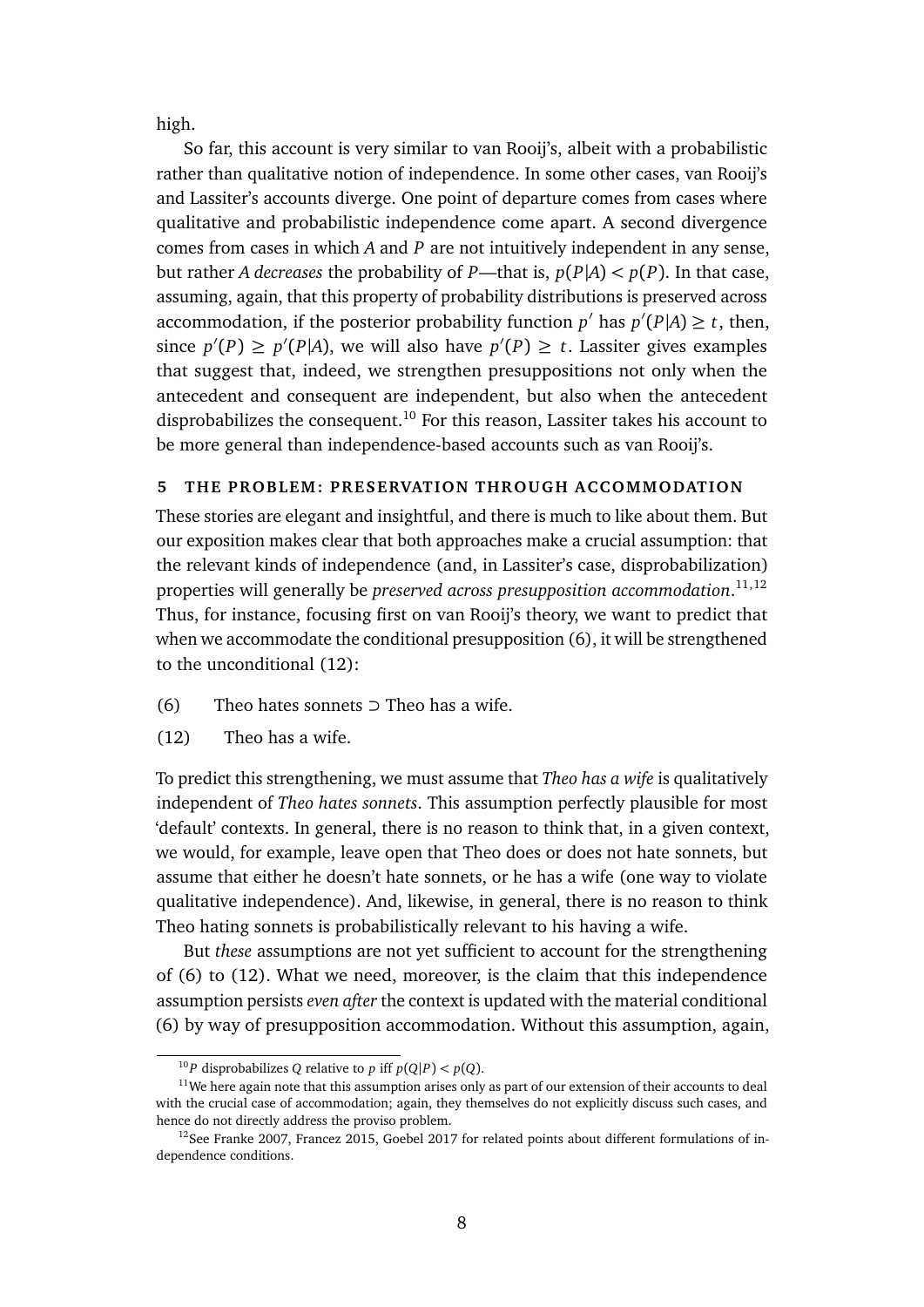high.

So far, this account is very similar to van Rooij's, albeit with a probabilistic rather than qualitative notion of independence. In some other cases, van Rooij's and Lassiter's accounts diverge. One point of departure comes from cases where qualitative and probabilistic independence come apart. A second divergence comes from cases in which $A$ and $P$ are not intuitively independent in any sense, but rather $A$ *decreases* the probability of $P$—that is, $p(P|A) < p(P)$. In that case, assuming, again, that this property of probability distributions is preserved across accommodation, if the posterior probability function $p'$ has $p'(P|A) \geq t$, then, since $p'(P) \geq p'(P|A)$, we will also have $p'(P) \geq t$. Lassiter gives examples that suggest that, indeed, we strengthen presuppositions not only when the antecedent and consequent are independent, but also when the antecedent disprobabilizes the consequent.[10] For this reason, Lassiter takes his account to be more general than independence-based accounts such as van Rooij's.

## 5 THE PROBLEM: PRESERVATION THROUGH ACCOMMODATION

These stories are elegant and insightful, and there is much to like about them. But our exposition makes clear that both approaches make a crucial assumption: that the relevant kinds of independence (and, in Lassiter's case, disprobabilization) properties will generally be *preserved across presupposition accommodation*.[11,12] Thus, for instance, focusing first on van Rooij's theory, we want to predict that when we accommodate the conditional presupposition (6), it will be strengthened to the unconditional (12):

(6) Theo hates sonnets ⊃ Theo has a wife.

(12) Theo has a wife.

To predict this strengthening, we must assume that *Theo has a wife* is qualitatively independent of *Theo hates sonnets*. This assumption perfectly plausible for most 'default' contexts. In general, there is no reason to think that, in a given context, we would, for example, leave open that Theo does or does not hate sonnets, but assume that either he doesn't hate sonnets, or he has a wife (one way to violate qualitative independence). And, likewise, in general, there is no reason to think Theo hating sonnets is probabilistically relevant to his having a wife.

But *these* assumptions are not yet sufficient to account for the strengthening of (6) to (12). What we need, moreover, is the claim that this independence assumption persists *even after* the context is updated with the material conditional (6) by way of presupposition accommodation. Without this assumption, again,

[10] $P$ disprobabilizes $Q$ relative to $p$ iff $p(Q|P) < p(Q)$.

[11] We here again note that this assumption arises only as part of our extension of their accounts to deal with the crucial case of accommodation; again, they themselves do not explicitly discuss such cases, and hence do not directly address the proviso problem.

[12] See Franke 2007, Francez 2015, Goebel 2017 for related points about different formulations of independence conditions.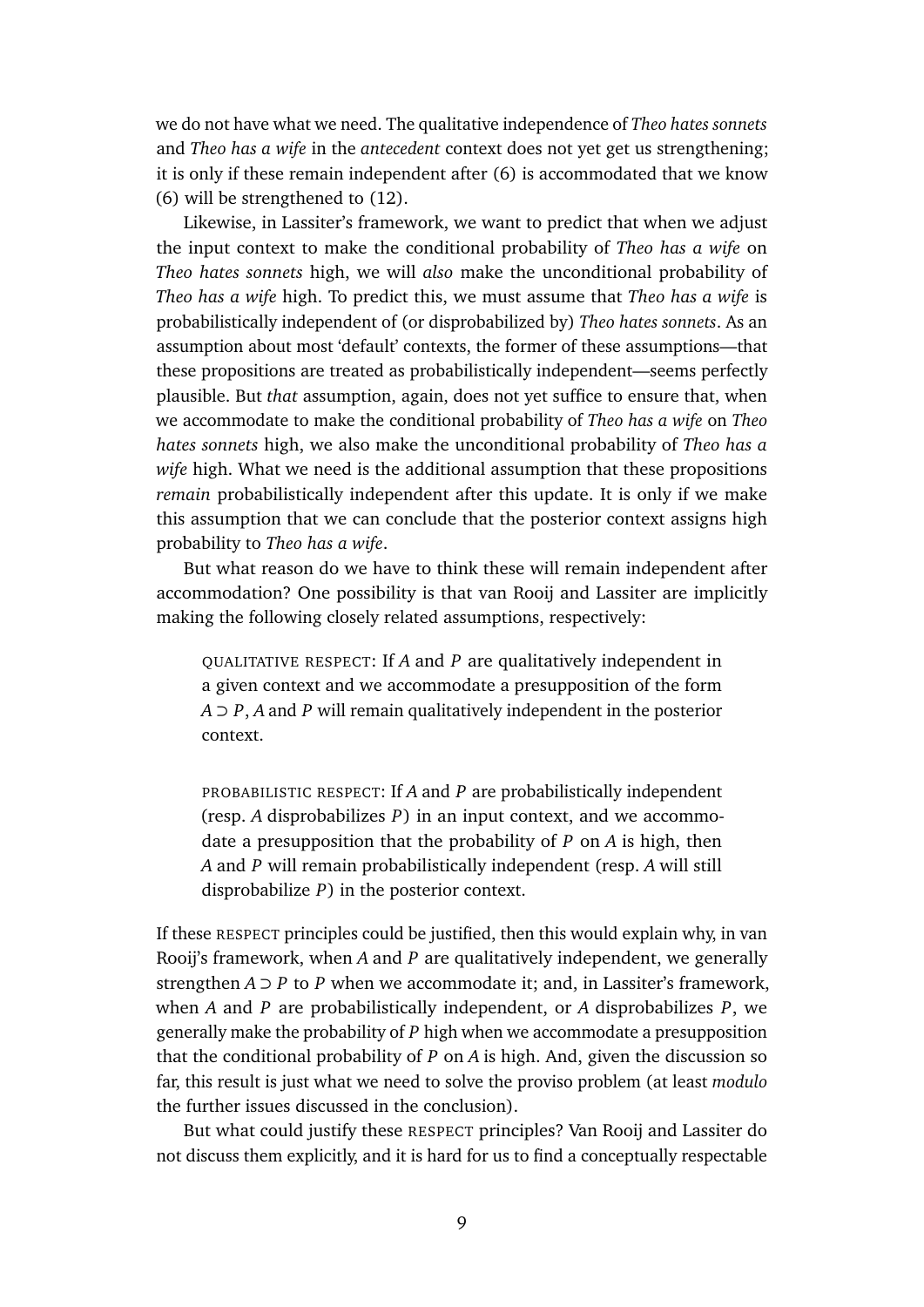we do not have what we need. The qualitative independence of *Theo hates sonnets* and *Theo has a wife* in the *antecedent* context does not yet get us strengthening; it is only if these remain independent after (6) is accommodated that we know (6) will be strengthened to (12).

Likewise, in Lassiter's framework, we want to predict that when we adjust the input context to make the conditional probability of *Theo has a wife* on *Theo hates sonnets* high, we will *also* make the unconditional probability of *Theo has a wife* high. To predict this, we must assume that *Theo has a wife* is probabilistically independent of (or disprobabilized by) *Theo hates sonnets*. As an assumption about most 'default' contexts, the former of these assumptions—that these propositions are treated as probabilistically independent—seems perfectly plausible. But *that* assumption, again, does not yet suffice to ensure that, when we accommodate to make the conditional probability of *Theo has a wife* on *Theo hates sonnets* high, we also make the unconditional probability of *Theo has a wife* high. What we need is the additional assumption that these propositions *remain* probabilistically independent after this update. It is only if we make this assumption that we can conclude that the posterior context assigns high probability to *Theo has a wife*.

But what reason do we have to think these will remain independent after accommodation? One possibility is that van Rooij and Lassiter are implicitly making the following closely related assumptions, respectively:

> QUALITATIVE RESPECT: If $A$ and $P$ are qualitatively independent in a given context and we accommodate a presupposition of the form $A \supset P$, $A$ and $P$ will remain qualitatively independent in the posterior context.

> PROBABILISTIC RESPECT: If $A$ and $P$ are probabilistically independent (resp. $A$ disprobabilizes $P$) in an input context, and we accommodate a presupposition that the probability of $P$ on $A$ is high, then $A$ and $P$ will remain probabilistically independent (resp. $A$ will still disprobabilize $P$) in the posterior context.

If these RESPECT principles could be justified, then this would explain why, in van Rooij's framework, when $A$ and $P$ are qualitatively independent, we generally strengthen $A \supset P$ to $P$ when we accommodate it; and, in Lassiter's framework, when $A$ and $P$ are probabilistically independent, or $A$ disprobabilizes $P$, we generally make the probability of $P$ high when we accommodate a presupposition that the conditional probability of $P$ on $A$ is high. And, given the discussion so far, this result is just what we need to solve the proviso problem (at least *modulo* the further issues discussed in the conclusion).

But what could justify these RESPECT principles? Van Rooij and Lassiter do not discuss them explicitly, and it is hard for us to find a conceptually respectable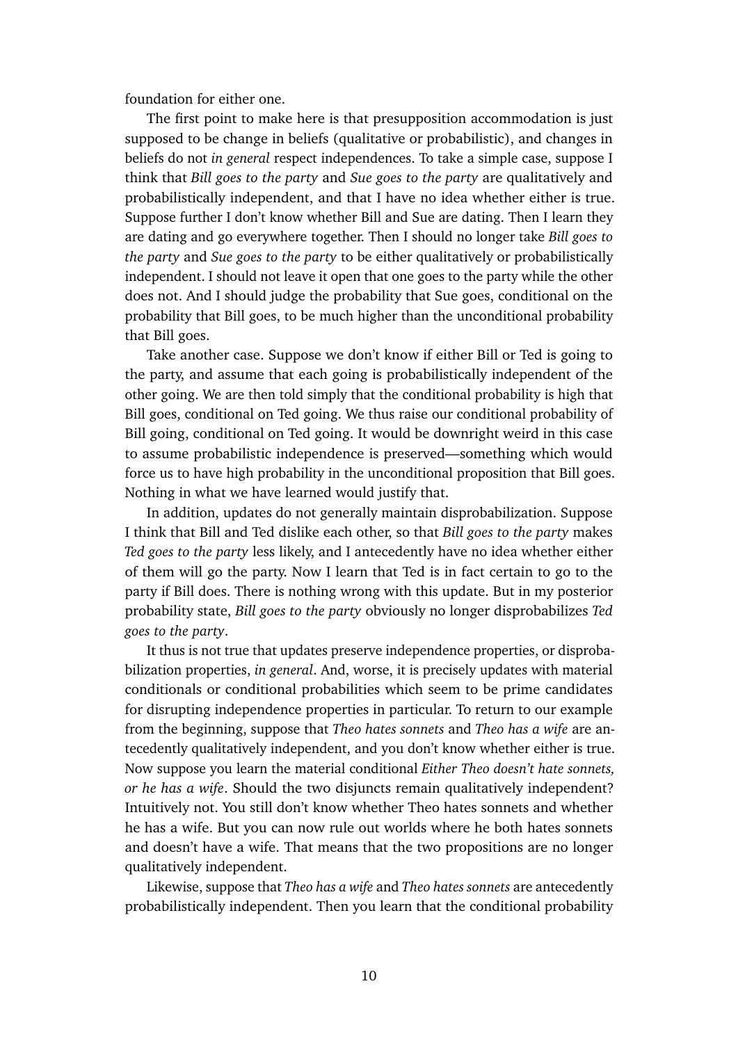foundation for either one.

The first point to make here is that presupposition accommodation is just supposed to be change in beliefs (qualitative or probabilistic), and changes in beliefs do not *in general* respect independences. To take a simple case, suppose I think that *Bill goes to the party* and *Sue goes to the party* are qualitatively and probabilistically independent, and that I have no idea whether either is true. Suppose further I don't know whether Bill and Sue are dating. Then I learn they are dating and go everywhere together. Then I should no longer take *Bill goes to the party* and *Sue goes to the party* to be either qualitatively or probabilistically independent. I should not leave it open that one goes to the party while the other does not. And I should judge the probability that Sue goes, conditional on the probability that Bill goes, to be much higher than the unconditional probability that Bill goes.

Take another case. Suppose we don't know if either Bill or Ted is going to the party, and assume that each going is probabilistically independent of the other going. We are then told simply that the conditional probability is high that Bill goes, conditional on Ted going. We thus raise our conditional probability of Bill going, conditional on Ted going. It would be downright weird in this case to assume probabilistic independence is preserved—something which would force us to have high probability in the unconditional proposition that Bill goes. Nothing in what we have learned would justify that.

In addition, updates do not generally maintain disprobabilization. Suppose I think that Bill and Ted dislike each other, so that *Bill goes to the party* makes *Ted goes to the party* less likely, and I antecedently have no idea whether either of them will go the party. Now I learn that Ted is in fact certain to go to the party if Bill does. There is nothing wrong with this update. But in my posterior probability state, *Bill goes to the party* obviously no longer disprobabilizes *Ted goes to the party*.

It thus is not true that updates preserve independence properties, or disprobabilization properties, *in general*. And, worse, it is precisely updates with material conditionals or conditional probabilities which seem to be prime candidates for disrupting independence properties in particular. To return to our example from the beginning, suppose that *Theo hates sonnets* and *Theo has a wife* are antecedently qualitatively independent, and you don't know whether either is true. Now suppose you learn the material conditional *Either Theo doesn't hate sonnets, or he has a wife*. Should the two disjuncts remain qualitatively independent? Intuitively not. You still don't know whether Theo hates sonnets and whether he has a wife. But you can now rule out worlds where he both hates sonnets and doesn't have a wife. That means that the two propositions are no longer qualitatively independent.

Likewise, suppose that *Theo has a wife* and *Theo hates sonnets* are antecedently probabilistically independent. Then you learn that the conditional probability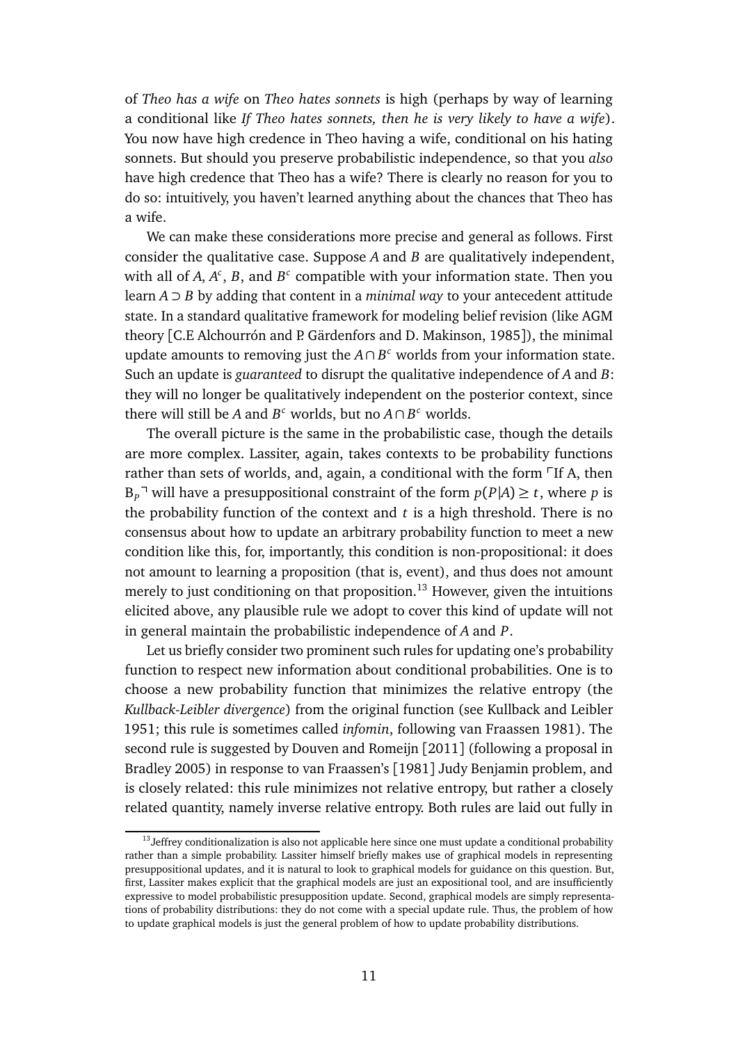of *Theo has a wife* on *Theo hates sonnets* is high (perhaps by way of learning a conditional like *If Theo hates sonnets, then he is very likely to have a wife*). You now have high credence in Theo having a wife, conditional on his hating sonnets. But should you preserve probabilistic independence, so that you *also* have high credence that Theo has a wife? There is clearly no reason for you to do so: intuitively, you haven't learned anything about the chances that Theo has a wife.

We can make these considerations more precise and general as follows. First consider the qualitative case. Suppose $A$ and $B$ are qualitatively independent, with all of $A$, $A^c$, $B$, and $B^c$ compatible with your information state. Then you learn $A \supset B$ by adding that content in a *minimal way* to your antecedent attitude state. In a standard qualitative framework for modeling belief revision (like AGM theory [C.E Alchourrón and P. Gärdenfors and D. Makinson, 1985]), the minimal update amounts to removing just the $A \cap B^c$ worlds from your information state. Such an update is *guaranteed* to disrupt the qualitative independence of $A$ and $B$: they will no longer be qualitatively independent on the posterior context, since there will still be $A$ and $B^c$ worlds, but no $A \cap B^c$ worlds.

The overall picture is the same in the probabilistic case, though the details are more complex. Lassiter, again, takes contexts to be probability functions rather than sets of worlds, and, again, a conditional with the form ⌜If A, then $B_P$⌝ will have a presuppositional constraint of the form $p(P|A) \geq t$, where $p$ is the probability function of the context and $t$ is a high threshold. There is no consensus about how to update an arbitrary probability function to meet a new condition like this, for, importantly, this condition is non-propositional: it does not amount to learning a proposition (that is, event), and thus does not amount merely to just conditioning on that proposition.[13] However, given the intuitions elicited above, any plausible rule we adopt to cover this kind of update will not in general maintain the probabilistic independence of $A$ and $P$.

Let us briefly consider two prominent such rules for updating one's probability function to respect new information about conditional probabilities. One is to choose a new probability function that minimizes the relative entropy (the *Kullback-Leibler divergence*) from the original function (see Kullback and Leibler 1951; this rule is sometimes called *infomin*, following van Fraassen 1981). The second rule is suggested by Douven and Romeijn [2011] (following a proposal in Bradley 2005) in response to van Fraassen's [1981] Judy Benjamin problem, and is closely related: this rule minimizes not relative entropy, but rather a closely related quantity, namely inverse relative entropy. Both rules are laid out fully in

[13] Jeffrey conditionalization is also not applicable here since one must update a conditional probability rather than a simple probability. Lassiter himself briefly makes use of graphical models in representing presuppositional updates, and it is natural to look to graphical models for guidance on this question. But, first, Lassiter makes explicit that the graphical models are just an expositional tool, and are insufficiently expressive to model probabilistic presupposition update. Second, graphical models are simply representations of probability distributions: they do not come with a special update rule. Thus, the problem of how to update graphical models is just the general problem of how to update probability distributions.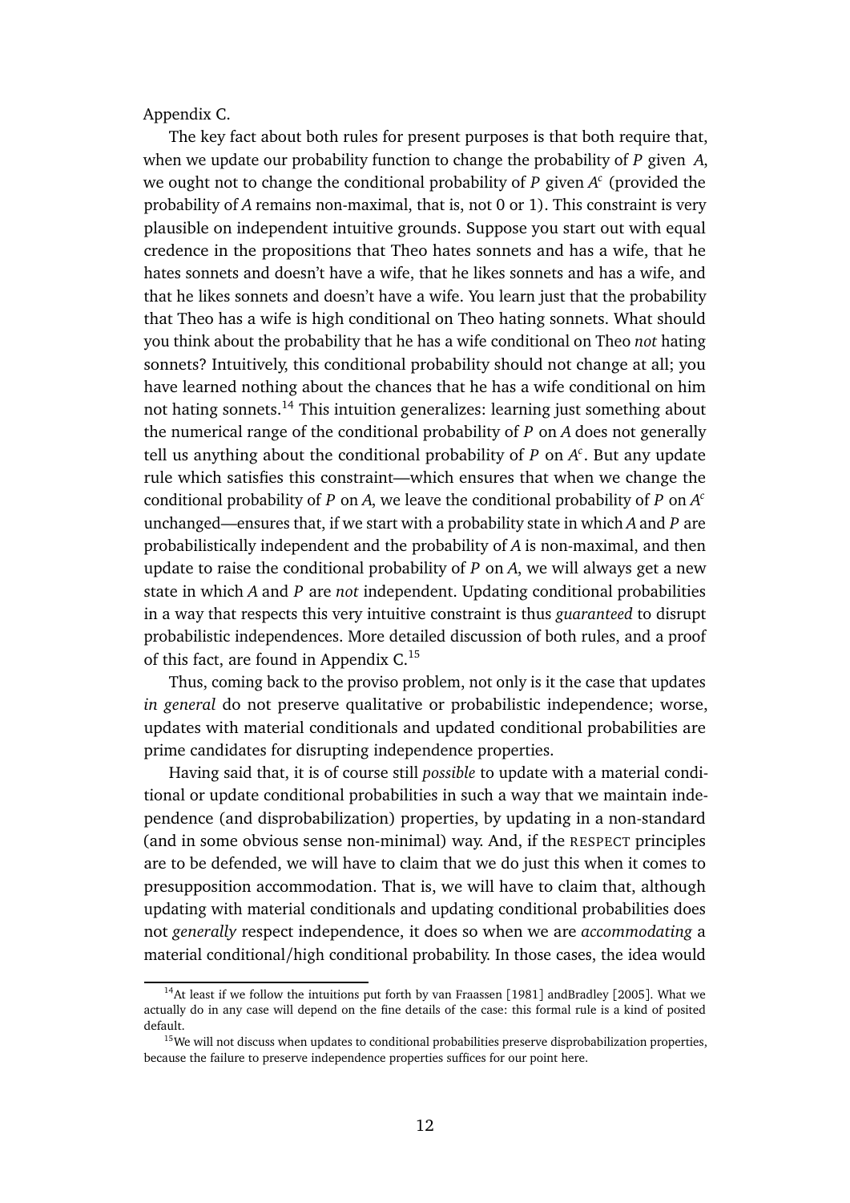Appendix C.

The key fact about both rules for present purposes is that both require that, when we update our probability function to change the probability of $P$ given $A$, we ought not to change the conditional probability of $P$ given $A^c$ (provided the probability of $A$ remains non-maximal, that is, not 0 or 1). This constraint is very plausible on independent intuitive grounds. Suppose you start out with equal credence in the propositions that Theo hates sonnets and has a wife, that he hates sonnets and doesn't have a wife, that he likes sonnets and has a wife, and that he likes sonnets and doesn't have a wife. You learn just that the probability that Theo has a wife is high conditional on Theo hating sonnets. What should you think about the probability that he has a wife conditional on Theo *not* hating sonnets? Intuitively, this conditional probability should not change at all; you have learned nothing about the chances that he has a wife conditional on him not hating sonnets.[14] This intuition generalizes: learning just something about the numerical range of the conditional probability of $P$ on $A$ does not generally tell us anything about the conditional probability of $P$ on $A^c$. But any update rule which satisfies this constraint—which ensures that when we change the conditional probability of $P$ on $A$, we leave the conditional probability of $P$ on $A^c$ unchanged—ensures that, if we start with a probability state in which $A$ and $P$ are probabilistically independent and the probability of $A$ is non-maximal, and then update to raise the conditional probability of $P$ on $A$, we will always get a new state in which $A$ and $P$ are *not* independent. Updating conditional probabilities in a way that respects this very intuitive constraint is thus *guaranteed* to disrupt probabilistic independences. More detailed discussion of both rules, and a proof of this fact, are found in Appendix C.[15]

Thus, coming back to the proviso problem, not only is it the case that updates *in general* do not preserve qualitative or probabilistic independence; worse, updates with material conditionals and updated conditional probabilities are prime candidates for disrupting independence properties.

Having said that, it is of course still *possible* to update with a material conditional or update conditional probabilities in such a way that we maintain independence (and disprobabilization) properties, by updating in a non-standard (and in some obvious sense non-minimal) way. And, if the RESPECT principles are to be defended, we will have to claim that we do just this when it comes to presupposition accommodation. That is, we will have to claim that, although updating with material conditionals and updating conditional probabilities does not *generally* respect independence, it does so when we are *accommodating* a material conditional/high conditional probability. In those cases, the idea would

[14] At least if we follow the intuitions put forth by van Fraassen [1981] andBradley [2005]. What we actually do in any case will depend on the fine details of the case: this formal rule is a kind of posited default.

[15] We will not discuss when updates to conditional probabilities preserve disprobabilization properties, because the failure to preserve independence properties suffices for our point here.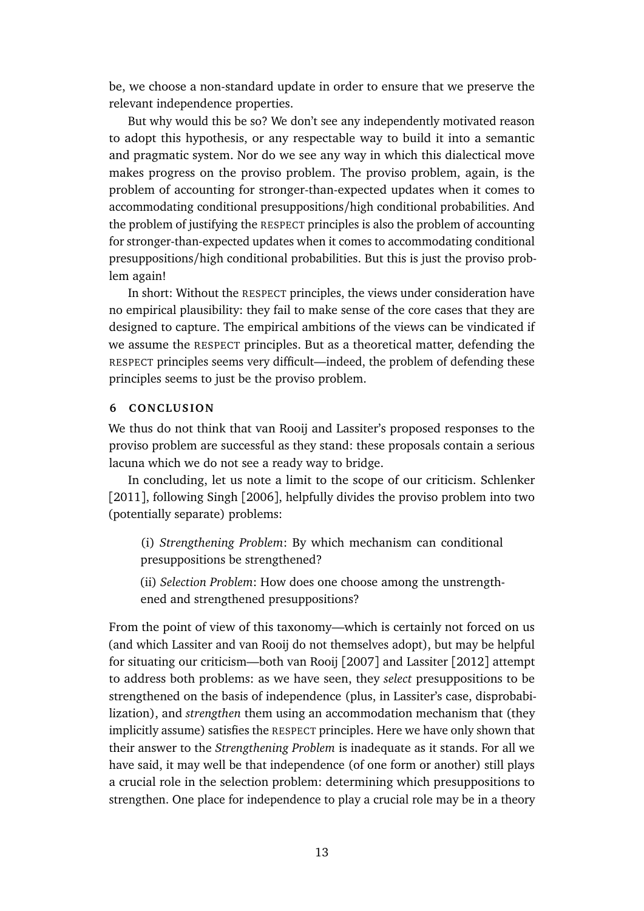be, we choose a non-standard update in order to ensure that we preserve the relevant independence properties.

But why would this be so? We don't see any independently motivated reason to adopt this hypothesis, or any respectable way to build it into a semantic and pragmatic system. Nor do we see any way in which this dialectical move makes progress on the proviso problem. The proviso problem, again, is the problem of accounting for stronger-than-expected updates when it comes to accommodating conditional presuppositions/high conditional probabilities. And the problem of justifying the RESPECT principles is also the problem of accounting for stronger-than-expected updates when it comes to accommodating conditional presuppositions/high conditional probabilities. But this is just the proviso problem again!

In short: Without the RESPECT principles, the views under consideration have no empirical plausibility: they fail to make sense of the core cases that they are designed to capture. The empirical ambitions of the views can be vindicated if we assume the RESPECT principles. But as a theoretical matter, defending the RESPECT principles seems very difficult—indeed, the problem of defending these principles seems to just be the proviso problem.

## 6 CONCLUSION

We thus do not think that van Rooij and Lassiter's proposed responses to the proviso problem are successful as they stand: these proposals contain a serious lacuna which we do not see a ready way to bridge.

In concluding, let us note a limit to the scope of our criticism. Schlenker [2011], following Singh [2006], helpfully divides the proviso problem into two (potentially separate) problems:

(i) *Strengthening Problem*: By which mechanism can conditional presuppositions be strengthened?

(ii) *Selection Problem*: How does one choose among the unstrengthened and strengthened presuppositions?

From the point of view of this taxonomy—which is certainly not forced on us (and which Lassiter and van Rooij do not themselves adopt), but may be helpful for situating our criticism—both van Rooij [2007] and Lassiter [2012] attempt to address both problems: as we have seen, they *select* presuppositions to be strengthened on the basis of independence (plus, in Lassiter's case, disprobabilization), and *strengthen* them using an accommodation mechanism that (they implicitly assume) satisfies the RESPECT principles. Here we have only shown that their answer to the *Strengthening Problem* is inadequate as it stands. For all we have said, it may well be that independence (of one form or another) still plays a crucial role in the selection problem: determining which presuppositions to strengthen. One place for independence to play a crucial role may be in a theory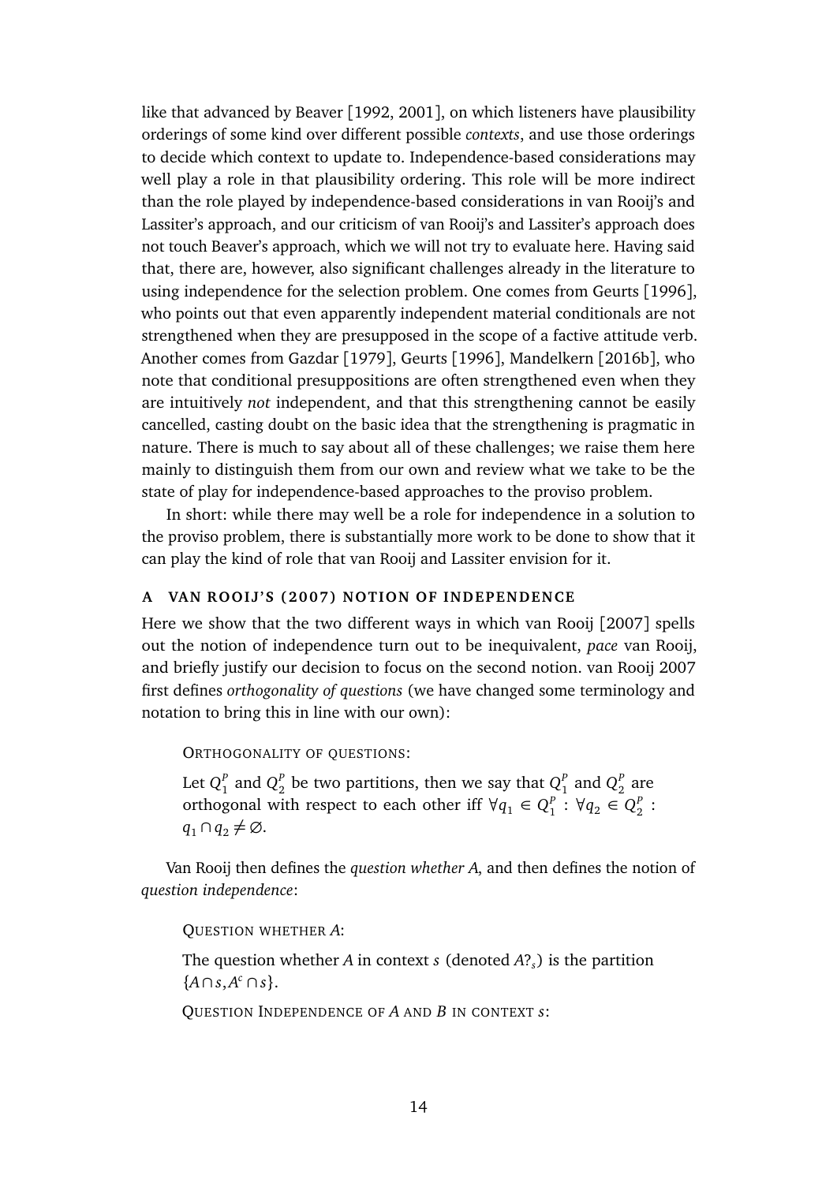like that advanced by Beaver [1992, 2001], on which listeners have plausibility orderings of some kind over different possible *contexts*, and use those orderings to decide which context to update to. Independence-based considerations may well play a role in that plausibility ordering. This role will be more indirect than the role played by independence-based considerations in van Rooij's and Lassiter's approach, and our criticism of van Rooij's and Lassiter's approach does not touch Beaver's approach, which we will not try to evaluate here. Having said that, there are, however, also significant challenges already in the literature to using independence for the selection problem. One comes from Geurts [1996], who points out that even apparently independent material conditionals are not strengthened when they are presupposed in the scope of a factive attitude verb. Another comes from Gazdar [1979], Geurts [1996], Mandelkern [2016b], who note that conditional presuppositions are often strengthened even when they are intuitively *not* independent, and that this strengthening cannot be easily cancelled, casting doubt on the basic idea that the strengthening is pragmatic in nature. There is much to say about all of these challenges; we raise them here mainly to distinguish them from our own and review what we take to be the state of play for independence-based approaches to the proviso problem.

In short: while there may well be a role for independence in a solution to the proviso problem, there is substantially more work to be done to show that it can play the kind of role that van Rooij and Lassiter envision for it.

## A VAN ROOIJ'S (2007) NOTION OF INDEPENDENCE

Here we show that the two different ways in which van Rooij [2007] spells out the notion of independence turn out to be inequivalent, *pace* van Rooij, and briefly justify our decision to focus on the second notion. van Rooij 2007 first defines *orthogonality of questions* (we have changed some terminology and notation to bring this in line with our own):

ORTHOGONALITY OF QUESTIONS:

Let $Q_1^P$ and $Q_2^P$ be two partitions, then we say that $Q_1^P$ and $Q_2^P$ are orthogonal with respect to each other iff $\forall q_1 \in Q_1^P : \forall q_2 \in Q_2^P : q_1 \cap q_2 \neq \varnothing$.

Van Rooij then defines the *question whether A*, and then defines the notion of *question independence*:

QUESTION WHETHER $A$:

The question whether $A$ in context $s$ (denoted $A?_s$) is the partition $\{A \cap s, A^c \cap s\}$.

QUESTION INDEPENDENCE OF $A$ AND $B$ IN CONTEXT $s$: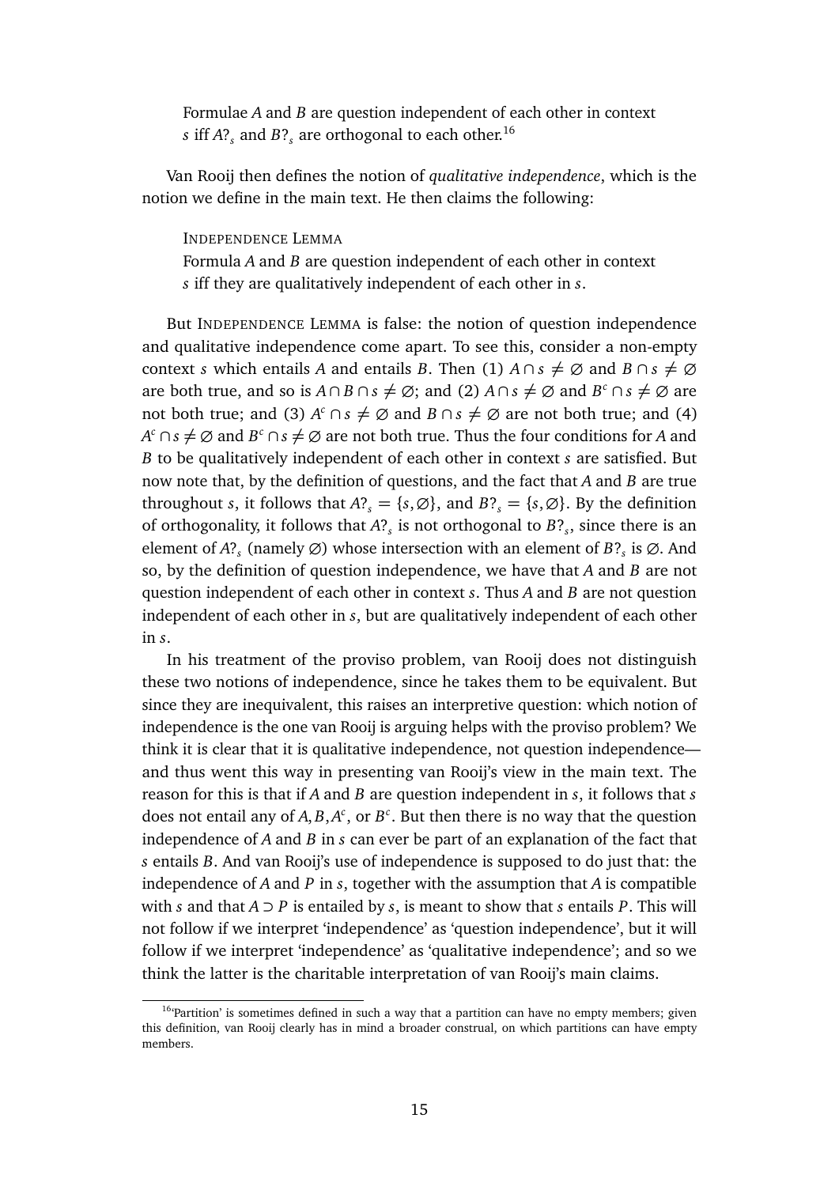> Formulae $A$ and $B$ are question independent of each other in context $s$ iff $A?_s$ and $B?_s$ are orthogonal to each other.[16]

Van Rooij then defines the notion of *qualitative independence*, which is the notion we define in the main text. He then claims the following:

> INDEPENDENCE LEMMA
> Formula $A$ and $B$ are question independent of each other in context $s$ iff they are qualitatively independent of each other in $s$.

But INDEPENDENCE LEMMA is false: the notion of question independence and qualitative independence come apart. To see this, consider a non-empty context $s$ which entails $A$ and entails $B$. Then (1) $A \cap s \neq \varnothing$ and $B \cap s \neq \varnothing$ are both true, and so is $A \cap B \cap s \neq \varnothing$; and (2) $A \cap s \neq \varnothing$ and $B^c \cap s \neq \varnothing$ are not both true; and (3) $A^c \cap s \neq \varnothing$ and $B \cap s \neq \varnothing$ are not both true; and (4) $A^c \cap s \neq \varnothing$ and $B^c \cap s \neq \varnothing$ are not both true. Thus the four conditions for $A$ and $B$ to be qualitatively independent of each other in context $s$ are satisfied. But now note that, by the definition of questions, and the fact that $A$ and $B$ are true throughout $s$, it follows that $A?_s = \{s, \varnothing\}$, and $B?_s = \{s, \varnothing\}$. By the definition of orthogonality, it follows that $A?_s$ is not orthogonal to $B?_s$, since there is an element of $A?_s$ (namely $\varnothing$) whose intersection with an element of $B?_s$ is $\varnothing$. And so, by the definition of question independence, we have that $A$ and $B$ are not question independent of each other in context $s$. Thus $A$ and $B$ are not question independent of each other in $s$, but are qualitatively independent of each other in $s$.

In his treatment of the proviso problem, van Rooij does not distinguish these two notions of independence, since he takes them to be equivalent. But since they are inequivalent, this raises an interpretive question: which notion of independence is the one van Rooij is arguing helps with the proviso problem? We think it is clear that it is qualitative independence, not question independence—and thus went this way in presenting van Rooij's view in the main text. The reason for this is that if $A$ and $B$ are question independent in $s$, it follows that $s$ does not entail any of $A, B, A^c$, or $B^c$. But then there is no way that the question independence of $A$ and $B$ in $s$ can ever be part of an explanation of the fact that $s$ entails $B$. And van Rooij's use of independence is supposed to do just that: the independence of $A$ and $P$ in $s$, together with the assumption that $A$ is compatible with $s$ and that $A \supset P$ is entailed by $s$, is meant to show that $s$ entails $P$. This will not follow if we interpret 'independence' as 'question independence', but it will follow if we interpret 'independence' as 'qualitative independence'; and so we think the latter is the charitable interpretation of van Rooij's main claims.

[16] 'Partition' is sometimes defined in such a way that a partition can have no empty members; given this definition, van Rooij clearly has in mind a broader construal, on which partitions can have empty members.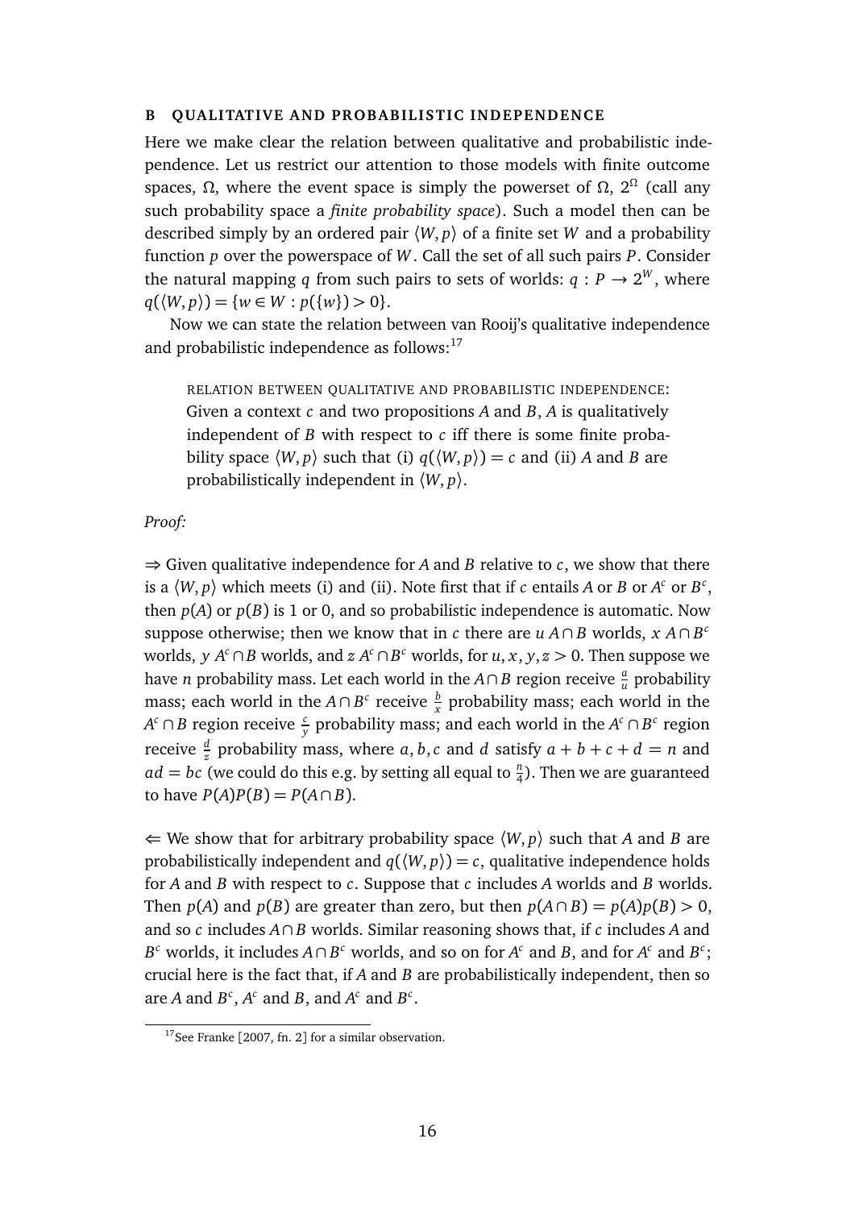## B QUALITATIVE AND PROBABILISTIC INDEPENDENCE

Here we make clear the relation between qualitative and probabilistic independence. Let us restrict our attention to those models with finite outcome spaces, $\Omega$, where the event space is simply the powerset of $\Omega$, $2^{\Omega}$ (call any such probability space a *finite probability space*). Such a model then can be described simply by an ordered pair $\langle W, p\rangle$ of a finite set $W$ and a probability function $p$ over the powerspace of $W$. Call the set of all such pairs $P$. Consider the natural mapping $q$ from such pairs to sets of worlds: $q : P \rightarrow 2^{W}$, where $q(\langle W, p\rangle) = \{w \in W : p(\{w\}) > 0\}$.

Now we can state the relation between van Rooij's qualitative independence and probabilistic independence as follows:[17]

> RELATION BETWEEN QUALITATIVE AND PROBABILISTIC INDEPENDENCE: Given a context $c$ and two propositions $A$ and $B$, $A$ is qualitatively independent of $B$ with respect to $c$ iff there is some finite probability space $\langle W, p\rangle$ such that (i) $q(\langle W, p\rangle) = c$ and (ii) $A$ and $B$ are probabilistically independent in $\langle W, p\rangle$.

*Proof:*

$\Rightarrow$ Given qualitative independence for $A$ and $B$ relative to $c$, we show that there is a $\langle W, p\rangle$ which meets (i) and (ii). Note first that if $c$ entails $A$ or $B$ or $A^c$ or $B^c$, then $p(A)$ or $p(B)$ is 1 or 0, and so probabilistic independence is automatic. Now suppose otherwise; then we know that in $c$ there are $u$ $A \cap B$ worlds, $x$ $A \cap B^c$ worlds, $y$ $A^c \cap B$ worlds, and $z$ $A^c \cap B^c$ worlds, for $u, x, y, z > 0$. Then suppose we have $n$ probability mass. Let each world in the $A \cap B$ region receive $\frac{a}{u}$ probability mass; each world in the $A \cap B^c$ receive $\frac{b}{x}$ probability mass; each world in the $A^c \cap B$ region receive $\frac{c}{y}$ probability mass; and each world in the $A^c \cap B^c$ region receive $\frac{d}{z}$ probability mass, where $a, b, c$ and $d$ satisfy $a + b + c + d = n$ and $ad = bc$ (we could do this e.g. by setting all equal to $\frac{n}{4}$). Then we are guaranteed to have $P(A)P(B) = P(A \cap B)$.

$\Leftarrow$ We show that for arbitrary probability space $\langle W, p\rangle$ such that $A$ and $B$ are probabilistically independent and $q(\langle W, p\rangle) = c$, qualitative independence holds for $A$ and $B$ with respect to $c$. Suppose that $c$ includes $A$ worlds and $B$ worlds. Then $p(A)$ and $p(B)$ are greater than zero, but then $p(A \cap B) = p(A)p(B) > 0$, and so $c$ includes $A \cap B$ worlds. Similar reasoning shows that, if $c$ includes $A$ and $B^c$ worlds, it includes $A \cap B^c$ worlds, and so on for $A^c$ and $B$, and for $A^c$ and $B^c$; crucial here is the fact that, if $A$ and $B$ are probabilistically independent, then so are $A$ and $B^c$, $A^c$ and $B$, and $A^c$ and $B^c$.

[17] See Franke [2007, fn. 2] for a similar observation.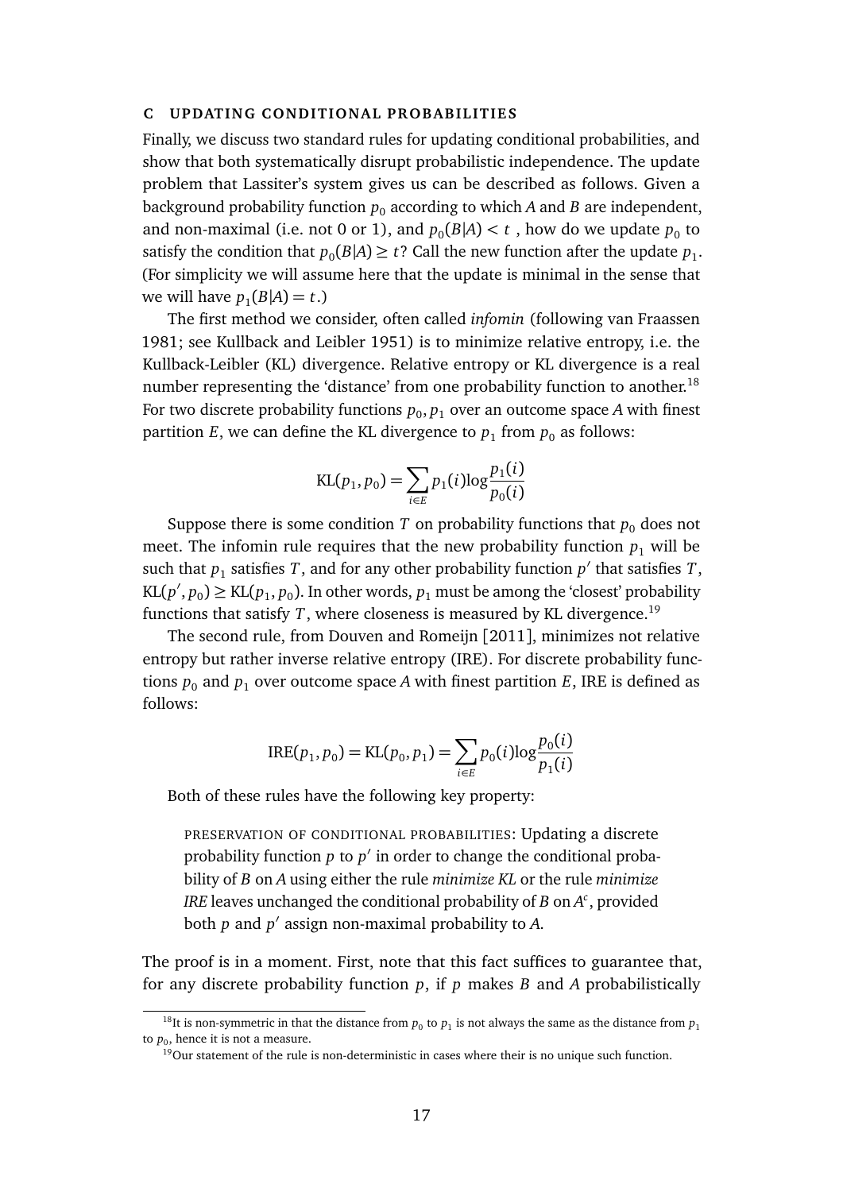## C UPDATING CONDITIONAL PROBABILITIES

Finally, we discuss two standard rules for updating conditional probabilities, and show that both systematically disrupt probabilistic independence. The update problem that Lassiter's system gives us can be described as follows. Given a background probability function $p_0$ according to which $A$ and $B$ are independent, and non-maximal (i.e. not 0 or 1), and $p_0(B|A) < t$ , how do we update $p_0$ to satisfy the condition that $p_0(B|A) \geq t$? Call the new function after the update $p_1$. (For simplicity we will assume here that the update is minimal in the sense that we will have $p_1(B|A) = t$.)

The first method we consider, often called *infomin* (following van Fraassen 1981; see Kullback and Leibler 1951) is to minimize relative entropy, i.e. the Kullback-Leibler (KL) divergence. Relative entropy or KL divergence is a real number representing the 'distance' from one probability function to another.[18] For two discrete probability functions $p_0, p_1$ over an outcome space $A$ with finest partition $E$, we can define the KL divergence to $p_1$ from $p_0$ as follows:

$$\text{KL}(p_1, p_0) = \sum_{i \in E} p_1(i) \log \frac{p_1(i)}{p_0(i)}$$

Suppose there is some condition $T$ on probability functions that $p_0$ does not meet. The infomin rule requires that the new probability function $p_1$ will be such that $p_1$ satisfies $T$, and for any other probability function $p'$ that satisfies $T$, $\text{KL}(p', p_0) \geq \text{KL}(p_1, p_0)$. In other words, $p_1$ must be among the 'closest' probability functions that satisfy $T$, where closeness is measured by KL divergence.[19]

The second rule, from Douven and Romeijn [2011], minimizes not relative entropy but rather inverse relative entropy (IRE). For discrete probability functions $p_0$ and $p_1$ over outcome space $A$ with finest partition $E$, IRE is defined as follows:

$$\text{IRE}(p_1, p_0) = \text{KL}(p_0, p_1) = \sum_{i \in E} p_0(i) \log \frac{p_0(i)}{p_1(i)}$$

Both of these rules have the following key property:

> PRESERVATION OF CONDITIONAL PROBABILITIES: Updating a discrete probability function $p$ to $p'$ in order to change the conditional probability of $B$ on $A$ using either the rule *minimize KL* or the rule *minimize IRE* leaves unchanged the conditional probability of $B$ on $A^c$, provided both $p$ and $p'$ assign non-maximal probability to $A$.

The proof is in a moment. First, note that this fact suffices to guarantee that, for any discrete probability function $p$, if $p$ makes $B$ and $A$ probabilistically

[18] It is non-symmetric in that the distance from $p_0$ to $p_1$ is not always the same as the distance from $p_1$ to $p_0$, hence it is not a measure.

[19] Our statement of the rule is non-deterministic in cases where their is no unique such function.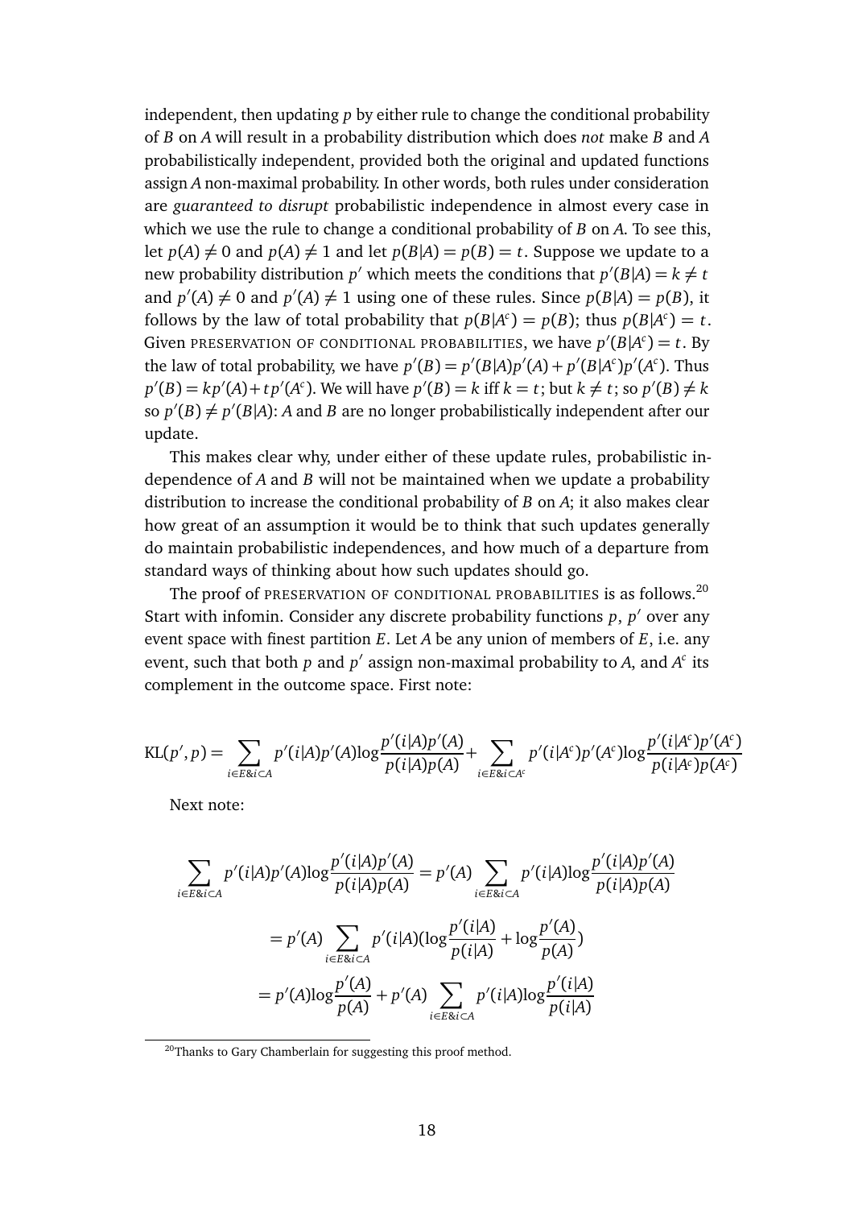independent, then updating $p$ by either rule to change the conditional probability of $B$ on $A$ will result in a probability distribution which does *not* make $B$ and $A$ probabilistically independent, provided both the original and updated functions assign $A$ non-maximal probability. In other words, both rules under consideration are *guaranteed to disrupt* probabilistic independence in almost every case in which we use the rule to change a conditional probability of $B$ on $A$. To see this, let $p(A) \neq 0$ and $p(A) \neq 1$ and let $p(B|A) = p(B) = t$. Suppose we update to a new probability distribution $p'$ which meets the conditions that $p'(B|A) = k \neq t$ and $p'(A) \neq 0$ and $p'(A) \neq 1$ using one of these rules. Since $p(B|A) = p(B)$, it follows by the law of total probability that $p(B|A^c) = p(B)$; thus $p(B|A^c) = t$. Given PRESERVATION OF CONDITIONAL PROBABILITIES, we have $p'(B|A^c) = t$. By the law of total probability, we have $p'(B) = p'(B|A)p'(A) + p'(B|A^c)p'(A^c)$. Thus $p'(B) = kp'(A) + tp'(A^c)$. We will have $p'(B) = k$ iff $k = t$; but $k \neq t$; so $p'(B) \neq k$ so $p'(B) \neq p'(B|A)$: $A$ and $B$ are no longer probabilistically independent after our update.

This makes clear why, under either of these update rules, probabilistic independence of $A$ and $B$ will not be maintained when we update a probability distribution to increase the conditional probability of $B$ on $A$; it also makes clear how great of an assumption it would be to think that such updates generally do maintain probabilistic independences, and how much of a departure from standard ways of thinking about how such updates should go.

The proof of PRESERVATION OF CONDITIONAL PROBABILITIES is as follows.[20] Start with infomin. Consider any discrete probability functions $p$, $p'$ over any event space with finest partition $E$. Let $A$ be any union of members of $E$, i.e. any event, such that both $p$ and $p'$ assign non-maximal probability to $A$, and $A^c$ its complement in the outcome space. First note:

$$\mathrm{KL}(p', p) = \sum_{i \in E \& i \subset A} p'(i|A)p'(A) \log \frac{p'(i|A)p'(A)}{p(i|A)p(A)} + \sum_{i \in E \& i \subset A^c} p'(i|A^c)p'(A^c) \log \frac{p'(i|A^c)p'(A^c)}{p(i|A^c)p(A^c)}$$

Next note:

$$\sum_{i \in E \& i \subset A} p'(i|A)p'(A) \log \frac{p'(i|A)p'(A)}{p(i|A)p(A)} = p'(A) \sum_{i \in E \& i \subset A} p'(i|A) \log \frac{p'(i|A)p'(A)}{p(i|A)p(A)}$$

$$= p'(A) \sum_{i \in E \& i \subset A} p'(i|A)(\log \frac{p'(i|A)}{p(i|A)} + \log \frac{p'(A)}{p(A)})$$

$$= p'(A) \log \frac{p'(A)}{p(A)} + p'(A) \sum_{i \in E \& i \subset A} p'(i|A) \log \frac{p'(i|A)}{p(i|A)}$$

[20] Thanks to Gary Chamberlain for suggesting this proof method.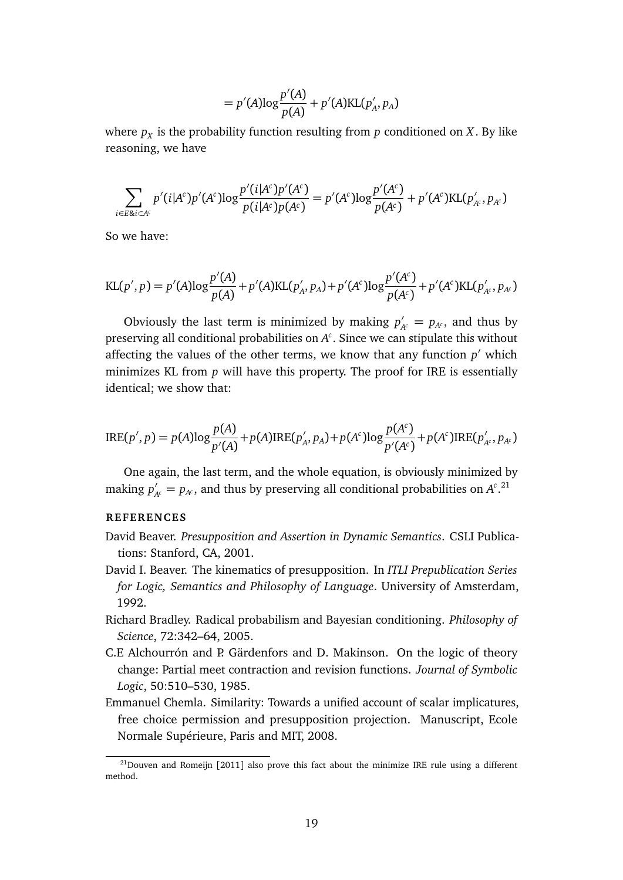$$= p'(A)\log\frac{p'(A)}{p(A)} + p'(A)\text{KL}(p'_A, p_A)$$

where $p_X$ is the probability function resulting from $p$ conditioned on $X$. By like reasoning, we have

$$\sum_{i\in E \& i\subset A^c} p'(i|A^c)p'(A^c)\log\frac{p'(i|A^c)p'(A^c)}{p(i|A^c)p(A^c)} = p'(A^c)\log\frac{p'(A^c)}{p(A^c)} + p'(A^c)\text{KL}(p'_{A^c}, p_{A^c})$$

So we have:

$$\text{KL}(p', p) = p'(A)\log\frac{p'(A)}{p(A)} + p'(A)\text{KL}(p'_A, p_A) + p'(A^c)\log\frac{p'(A^c)}{p(A^c)} + p'(A^c)\text{KL}(p'_{A^c}, p_{A^c})$$

Obviously the last term is minimized by making $p'_{A^c} = p_{A^c}$, and thus by preserving all conditional probabilities on $A^c$. Since we can stipulate this without affecting the values of the other terms, we know that any function $p'$ which minimizes KL from $p$ will have this property. The proof for IRE is essentially identical; we show that:

$$\text{IRE}(p', p) = p(A)\log\frac{p(A)}{p'(A)} + p(A)\text{IRE}(p'_A, p_A) + p(A^c)\log\frac{p(A^c)}{p'(A^c)} + p(A^c)\text{IRE}(p'_{A^c}, p_{A^c})$$

One again, the last term, and the whole equation, is obviously minimized by making $p'_{A^c} = p_{A^c}$, and thus by preserving all conditional probabilities on $A^c$.[21]

## REFERENCES

David Beaver. *Presupposition and Assertion in Dynamic Semantics*. CSLI Publications: Stanford, CA, 2001.

David I. Beaver. The kinematics of presupposition. In *ITLI Prepublication Series for Logic, Semantics and Philosophy of Language*. University of Amsterdam, 1992.

Richard Bradley. Radical probabilism and Bayesian conditioning. *Philosophy of Science*, 72:342–64, 2005.

C.E Alchourrón and P. Gärdenfors and D. Makinson. On the logic of theory change: Partial meet contraction and revision functions. *Journal of Symbolic Logic*, 50:510–530, 1985.

Emmanuel Chemla. Similarity: Towards a unified account of scalar implicatures, free choice permission and presupposition projection. Manuscript, Ecole Normale Supérieure, Paris and MIT, 2008.

[21] Douven and Romeijn [2011] also prove this fact about the minimize IRE rule using a different method.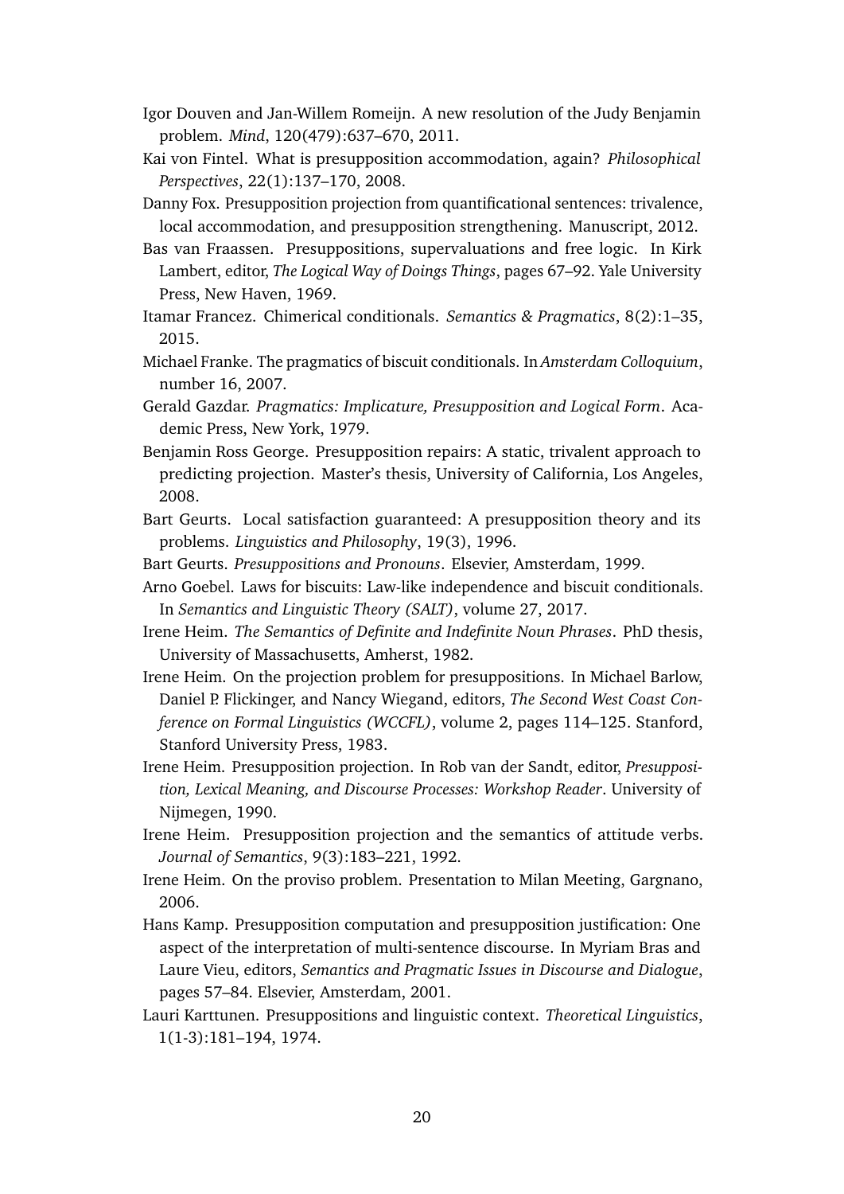Igor Douven and Jan-Willem Romeijn. A new resolution of the Judy Benjamin problem. *Mind*, 120(479):637–670, 2011.

Kai von Fintel. What is presupposition accommodation, again? *Philosophical Perspectives*, 22(1):137–170, 2008.

Danny Fox. Presupposition projection from quantificational sentences: trivalence, local accommodation, and presupposition strengthening. Manuscript, 2012.

Bas van Fraassen. Presuppositions, supervaluations and free logic. In Kirk Lambert, editor, *The Logical Way of Doings Things*, pages 67–92. Yale University Press, New Haven, 1969.

Itamar Francez. Chimerical conditionals. *Semantics & Pragmatics*, 8(2):1–35, 2015.

Michael Franke. The pragmatics of biscuit conditionals. In *Amsterdam Colloquium*, number 16, 2007.

Gerald Gazdar. *Pragmatics: Implicature, Presupposition and Logical Form*. Academic Press, New York, 1979.

Benjamin Ross George. Presupposition repairs: A static, trivalent approach to predicting projection. Master's thesis, University of California, Los Angeles, 2008.

Bart Geurts. Local satisfaction guaranteed: A presupposition theory and its problems. *Linguistics and Philosophy*, 19(3), 1996.

Bart Geurts. *Presuppositions and Pronouns*. Elsevier, Amsterdam, 1999.

Arno Goebel. Laws for biscuits: Law-like independence and biscuit conditionals. In *Semantics and Linguistic Theory (SALT)*, volume 27, 2017.

Irene Heim. *The Semantics of Definite and Indefinite Noun Phrases*. PhD thesis, University of Massachusetts, Amherst, 1982.

Irene Heim. On the projection problem for presuppositions. In Michael Barlow, Daniel P. Flickinger, and Nancy Wiegand, editors, *The Second West Coast Conference on Formal Linguistics (WCCFL)*, volume 2, pages 114–125. Stanford, Stanford University Press, 1983.

Irene Heim. Presupposition projection. In Rob van der Sandt, editor, *Presupposition, Lexical Meaning, and Discourse Processes: Workshop Reader*. University of Nijmegen, 1990.

Irene Heim. Presupposition projection and the semantics of attitude verbs. *Journal of Semantics*, 9(3):183–221, 1992.

Irene Heim. On the proviso problem. Presentation to Milan Meeting, Gargnano, 2006.

Hans Kamp. Presupposition computation and presupposition justification: One aspect of the interpretation of multi-sentence discourse. In Myriam Bras and Laure Vieu, editors, *Semantics and Pragmatic Issues in Discourse and Dialogue*, pages 57–84. Elsevier, Amsterdam, 2001.

Lauri Karttunen. Presuppositions and linguistic context. *Theoretical Linguistics*, 1(1-3):181–194, 1974.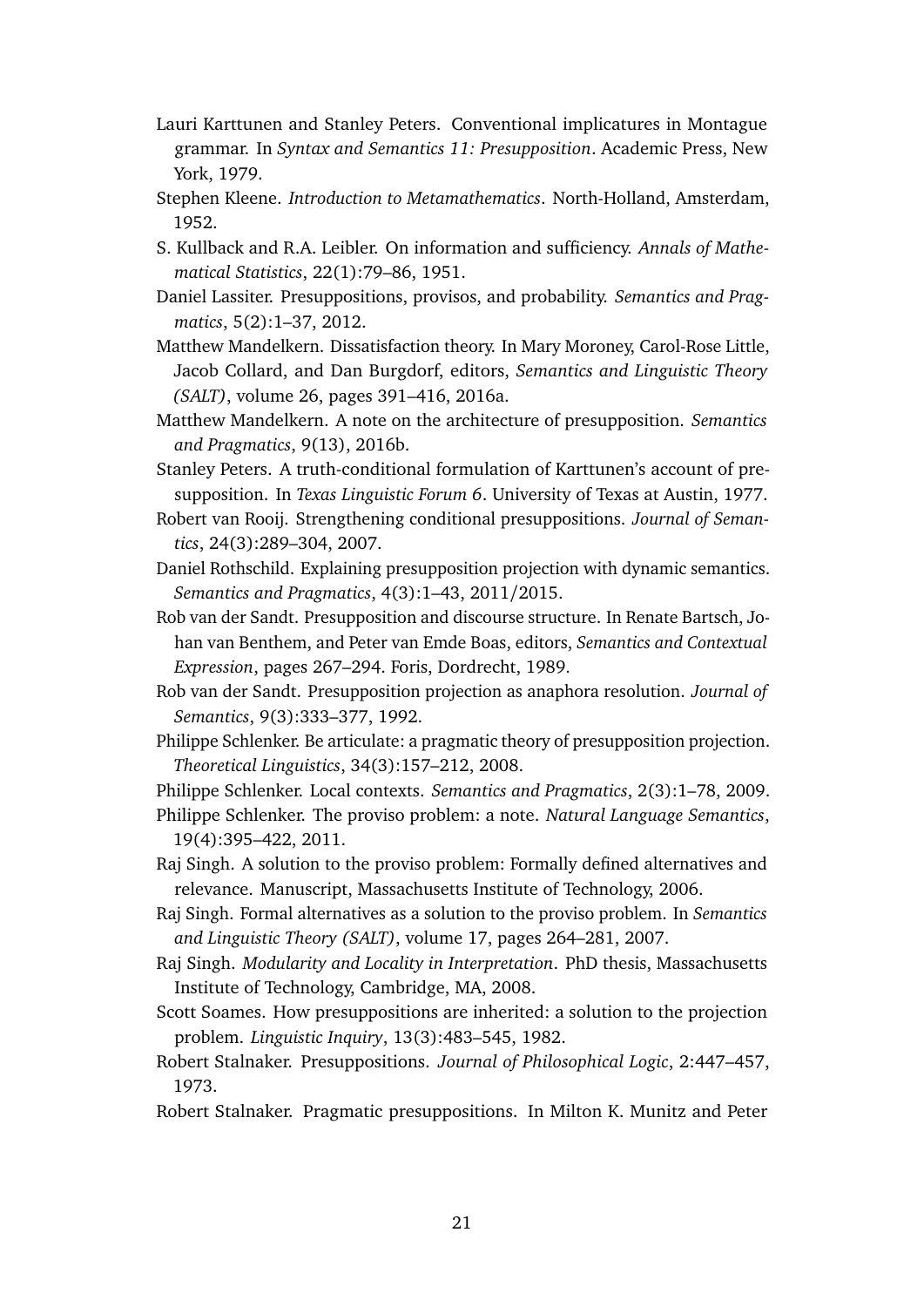Lauri Karttunen and Stanley Peters. Conventional implicatures in Montague grammar. In *Syntax and Semantics 11: Presupposition*. Academic Press, New York, 1979.

Stephen Kleene. *Introduction to Metamathematics*. North-Holland, Amsterdam, 1952.

S. Kullback and R.A. Leibler. On information and sufficiency. *Annals of Mathematical Statistics*, 22(1):79–86, 1951.

Daniel Lassiter. Presuppositions, provisos, and probability. *Semantics and Pragmatics*, 5(2):1–37, 2012.

Matthew Mandelkern. Dissatisfaction theory. In Mary Moroney, Carol-Rose Little, Jacob Collard, and Dan Burgdorf, editors, *Semantics and Linguistic Theory (SALT)*, volume 26, pages 391–416, 2016a.

Matthew Mandelkern. A note on the architecture of presupposition. *Semantics and Pragmatics*, 9(13), 2016b.

Stanley Peters. A truth-conditional formulation of Karttunen's account of presupposition. In *Texas Linguistic Forum 6*. University of Texas at Austin, 1977.

Robert van Rooij. Strengthening conditional presuppositions. *Journal of Semantics*, 24(3):289–304, 2007.

Daniel Rothschild. Explaining presupposition projection with dynamic semantics. *Semantics and Pragmatics*, 4(3):1–43, 2011/2015.

Rob van der Sandt. Presupposition and discourse structure. In Renate Bartsch, Johan van Benthem, and Peter van Emde Boas, editors, *Semantics and Contextual Expression*, pages 267–294. Foris, Dordrecht, 1989.

Rob van der Sandt. Presupposition projection as anaphora resolution. *Journal of Semantics*, 9(3):333–377, 1992.

Philippe Schlenker. Be articulate: a pragmatic theory of presupposition projection. *Theoretical Linguistics*, 34(3):157–212, 2008.

Philippe Schlenker. Local contexts. *Semantics and Pragmatics*, 2(3):1–78, 2009.

Philippe Schlenker. The proviso problem: a note. *Natural Language Semantics*, 19(4):395–422, 2011.

Raj Singh. A solution to the proviso problem: Formally defined alternatives and relevance. Manuscript, Massachusetts Institute of Technology, 2006.

Raj Singh. Formal alternatives as a solution to the proviso problem. In *Semantics and Linguistic Theory (SALT)*, volume 17, pages 264–281, 2007.

Raj Singh. *Modularity and Locality in Interpretation*. PhD thesis, Massachusetts Institute of Technology, Cambridge, MA, 2008.

Scott Soames. How presuppositions are inherited: a solution to the projection problem. *Linguistic Inquiry*, 13(3):483–545, 1982.

Robert Stalnaker. Presuppositions. *Journal of Philosophical Logic*, 2:447–457, 1973.

Robert Stalnaker. Pragmatic presuppositions. In Milton K. Munitz and Peter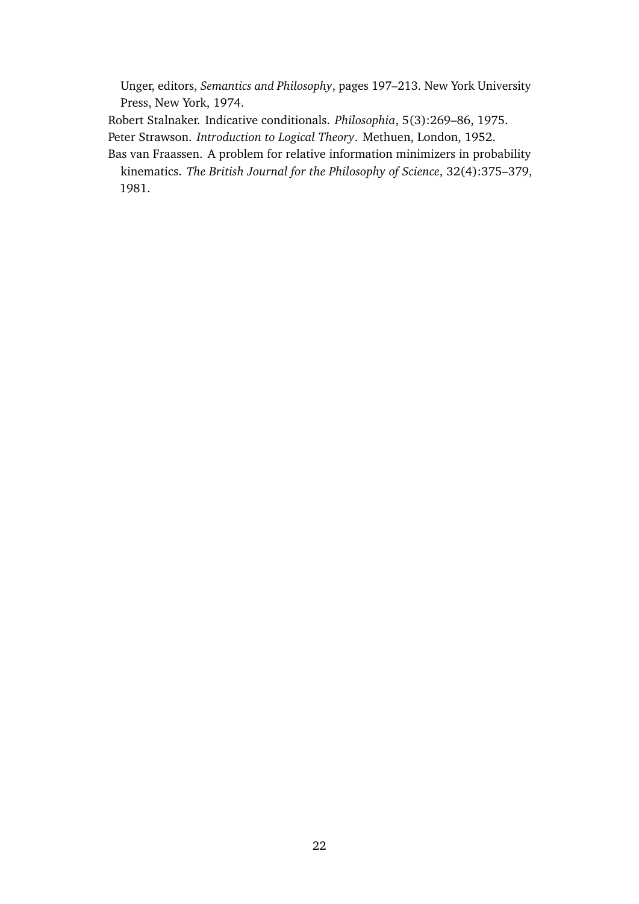Unger, editors, *Semantics and Philosophy*, pages 197–213. New York University Press, New York, 1974.

Robert Stalnaker. Indicative conditionals. *Philosophia*, 5(3):269–86, 1975.

Peter Strawson. *Introduction to Logical Theory*. Methuen, London, 1952.

Bas van Fraassen. A problem for relative information minimizers in probability kinematics. *The British Journal for the Philosophy of Science*, 32(4):375–379, 1981.